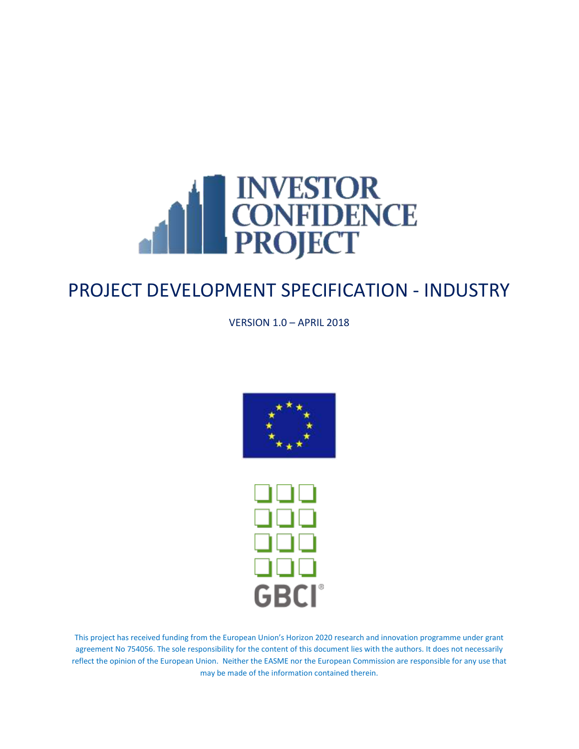INVESTOR CONFIDENCE PROJECT

# PROJECT DEVELOPMENT SPECIFICATION - INDUSTRY

VERSION 1.0 – APRIL 2018

GBCI®

This project has received funding from the European Union's Horizon 2020 research and innovation programme under grant agreement No 754056. The sole responsibility for the content of this document lies with the authors. It does not necessarily reflect the opinion of the European Union. Neither the EASME nor the European Commission are responsible for any use that may be made of the information contained therein.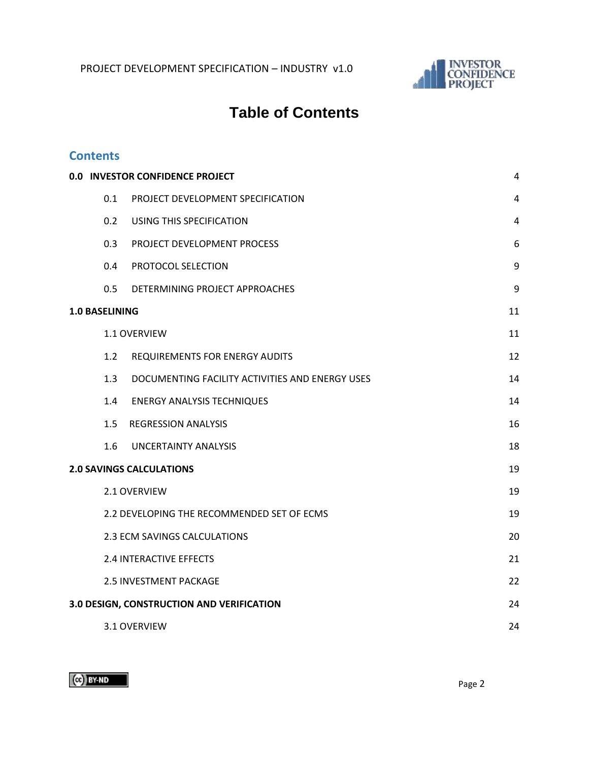# Table of Contents

## Contents

| | |
|---|---|
| **0.0 INVESTOR CONFIDENCE PROJECT** | 4 |
| 0.1 PROJECT DEVELOPMENT SPECIFICATION | 4 |
| 0.2 USING THIS SPECIFICATION | 4 |
| 0.3 PROJECT DEVELOPMENT PROCESS | 6 |
| 0.4 PROTOCOL SELECTION | 9 |
| 0.5 DETERMINING PROJECT APPROACHES | 9 |
| **1.0 BASELINING** | 11 |
| 1.1 OVERVIEW | 11 |
| 1.2 REQUIREMENTS FOR ENERGY AUDITS | 12 |
| 1.3 DOCUMENTING FACILITY ACTIVITIES AND ENERGY USES | 14 |
| 1.4 ENERGY ANALYSIS TECHNIQUES | 14 |
| 1.5 REGRESSION ANALYSIS | 16 |
| 1.6 UNCERTAINTY ANALYSIS | 18 |
| **2.0 SAVINGS CALCULATIONS** | 19 |
| 2.1 OVERVIEW | 19 |
| 2.2 DEVELOPING THE RECOMMENDED SET OF ECMS | 19 |
| 2.3 ECM SAVINGS CALCULATIONS | 20 |
| 2.4 INTERACTIVE EFFECTS | 21 |
| 2.5 INVESTMENT PACKAGE | 22 |
| **3.0 DESIGN, CONSTRUCTION AND VERIFICATION** | 24 |
| 3.1 OVERVIEW | 24 |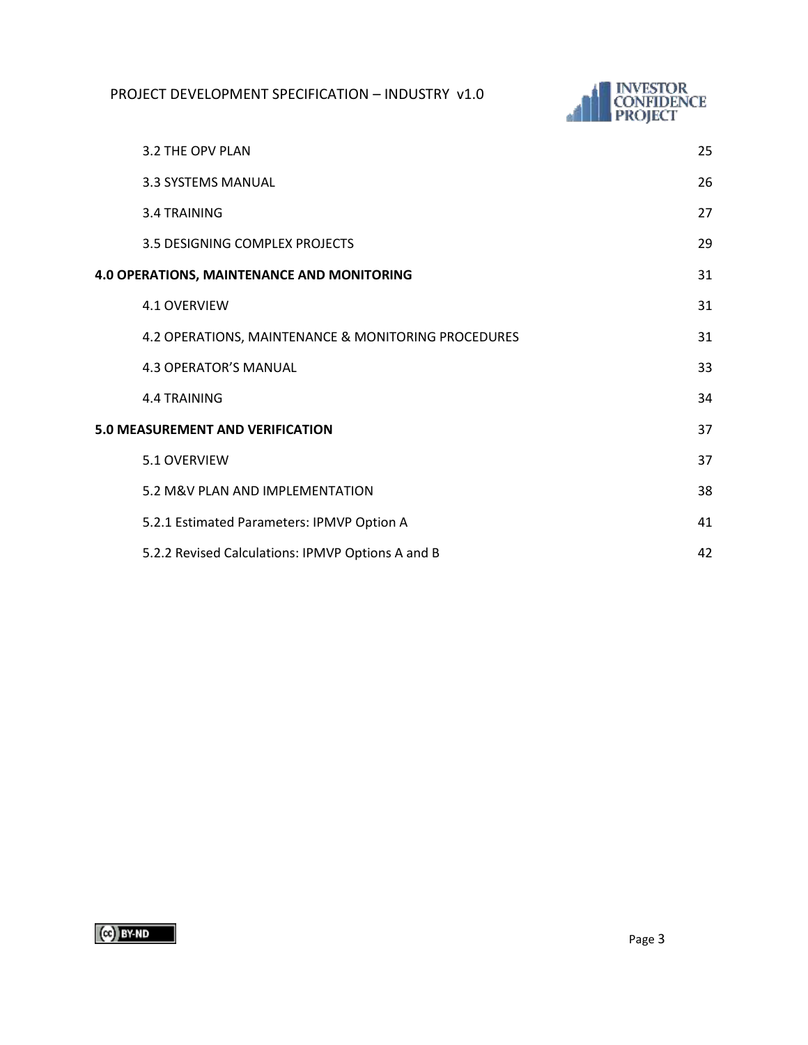| | |
|---|---|
| 3.2 THE OPV PLAN | 25 |
| 3.3 SYSTEMS MANUAL | 26 |
| 3.4 TRAINING | 27 |
| 3.5 DESIGNING COMPLEX PROJECTS | 29 |
| **4.0 OPERATIONS, MAINTENANCE AND MONITORING** | **31** |
| 4.1 OVERVIEW | 31 |
| 4.2 OPERATIONS, MAINTENANCE & MONITORING PROCEDURES | 31 |
| 4.3 OPERATOR'S MANUAL | 33 |
| 4.4 TRAINING | 34 |
| **5.0 MEASUREMENT AND VERIFICATION** | **37** |
| 5.1 OVERVIEW | 37 |
| 5.2 M&V PLAN AND IMPLEMENTATION | 38 |
| 5.2.1 Estimated Parameters: IPMVP Option A | 41 |
| 5.2.2 Revised Calculations: IPMVP Options A and B | 42 |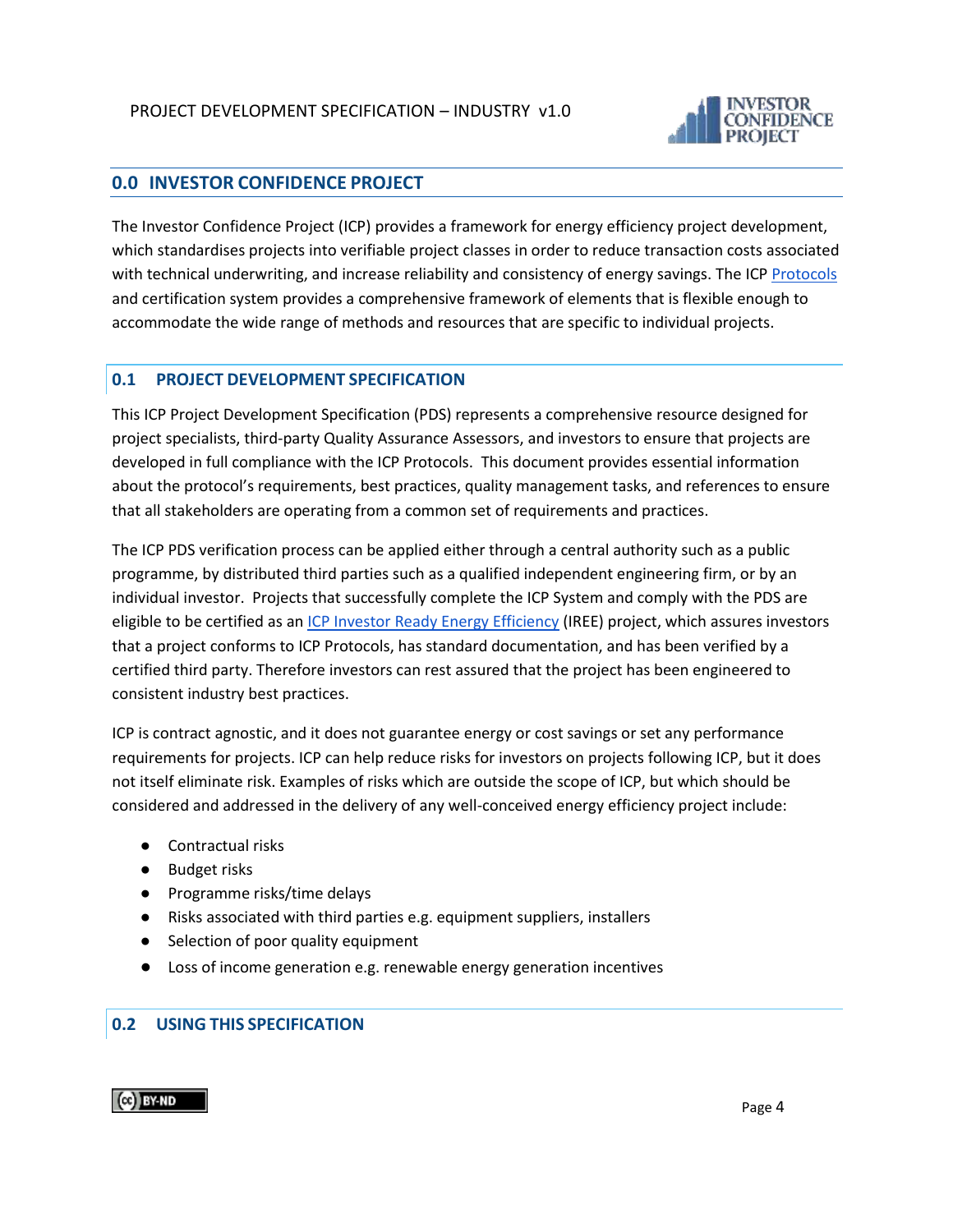# 0.0 INVESTOR CONFIDENCE PROJECT

The Investor Confidence Project (ICP) provides a framework for energy efficiency project development, which standardises projects into verifiable project classes in order to reduce transaction costs associated with technical underwriting, and increase reliability and consistency of energy savings. The ICP Protocols and certification system provides a comprehensive framework of elements that is flexible enough to accommodate the wide range of methods and resources that are specific to individual projects.

## 0.1 PROJECT DEVELOPMENT SPECIFICATION

This ICP Project Development Specification (PDS) represents a comprehensive resource designed for project specialists, third-party Quality Assurance Assessors, and investors to ensure that projects are developed in full compliance with the ICP Protocols. This document provides essential information about the protocol's requirements, best practices, quality management tasks, and references to ensure that all stakeholders are operating from a common set of requirements and practices.

The ICP PDS verification process can be applied either through a central authority such as a public programme, by distributed third parties such as a qualified independent engineering firm, or by an individual investor. Projects that successfully complete the ICP System and comply with the PDS are eligible to be certified as an ICP Investor Ready Energy Efficiency (IREE) project, which assures investors that a project conforms to ICP Protocols, has standard documentation, and has been verified by a certified third party. Therefore investors can rest assured that the project has been engineered to consistent industry best practices.

ICP is contract agnostic, and it does not guarantee energy or cost savings or set any performance requirements for projects. ICP can help reduce risks for investors on projects following ICP, but it does not itself eliminate risk. Examples of risks which are outside the scope of ICP, but which should be considered and addressed in the delivery of any well-conceived energy efficiency project include:

- Contractual risks
- Budget risks
- Programme risks/time delays
- Risks associated with third parties e.g. equipment suppliers, installers
- Selection of poor quality equipment
- Loss of income generation e.g. renewable energy generation incentives

## 0.2 USING THIS SPECIFICATION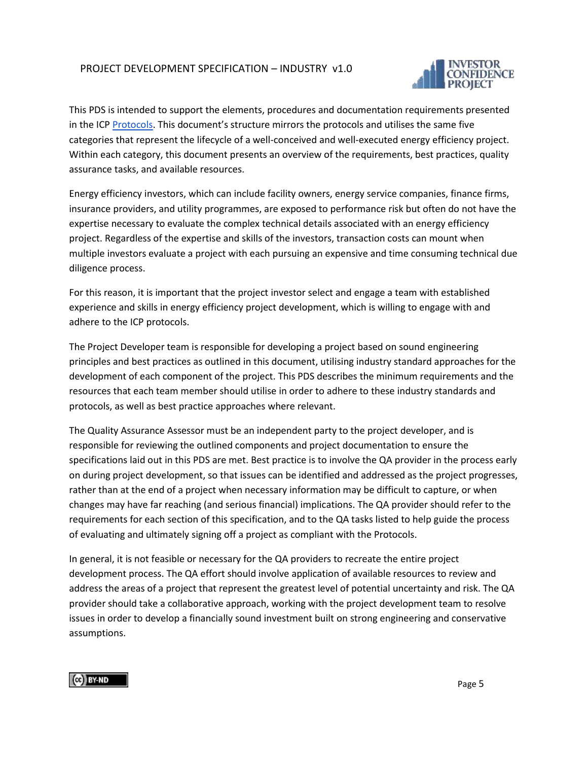This PDS is intended to support the elements, procedures and documentation requirements presented in the ICP Protocols. This document's structure mirrors the protocols and utilises the same five categories that represent the lifecycle of a well-conceived and well-executed energy efficiency project. Within each category, this document presents an overview of the requirements, best practices, quality assurance tasks, and available resources.

Energy efficiency investors, which can include facility owners, energy service companies, finance firms, insurance providers, and utility programmes, are exposed to performance risk but often do not have the expertise necessary to evaluate the complex technical details associated with an energy efficiency project. Regardless of the expertise and skills of the investors, transaction costs can mount when multiple investors evaluate a project with each pursuing an expensive and time consuming technical due diligence process.

For this reason, it is important that the project investor select and engage a team with established experience and skills in energy efficiency project development, which is willing to engage with and adhere to the ICP protocols.

The Project Developer team is responsible for developing a project based on sound engineering principles and best practices as outlined in this document, utilising industry standard approaches for the development of each component of the project. This PDS describes the minimum requirements and the resources that each team member should utilise in order to adhere to these industry standards and protocols, as well as best practice approaches where relevant.

The Quality Assurance Assessor must be an independent party to the project developer, and is responsible for reviewing the outlined components and project documentation to ensure the specifications laid out in this PDS are met. Best practice is to involve the QA provider in the process early on during project development, so that issues can be identified and addressed as the project progresses, rather than at the end of a project when necessary information may be difficult to capture, or when changes may have far reaching (and serious financial) implications. The QA provider should refer to the requirements for each section of this specification, and to the QA tasks listed to help guide the process of evaluating and ultimately signing off a project as compliant with the Protocols.

In general, it is not feasible or necessary for the QA providers to recreate the entire project development process. The QA effort should involve application of available resources to review and address the areas of a project that represent the greatest level of potential uncertainty and risk. The QA provider should take a collaborative approach, working with the project development team to resolve issues in order to develop a financially sound investment built on strong engineering and conservative assumptions.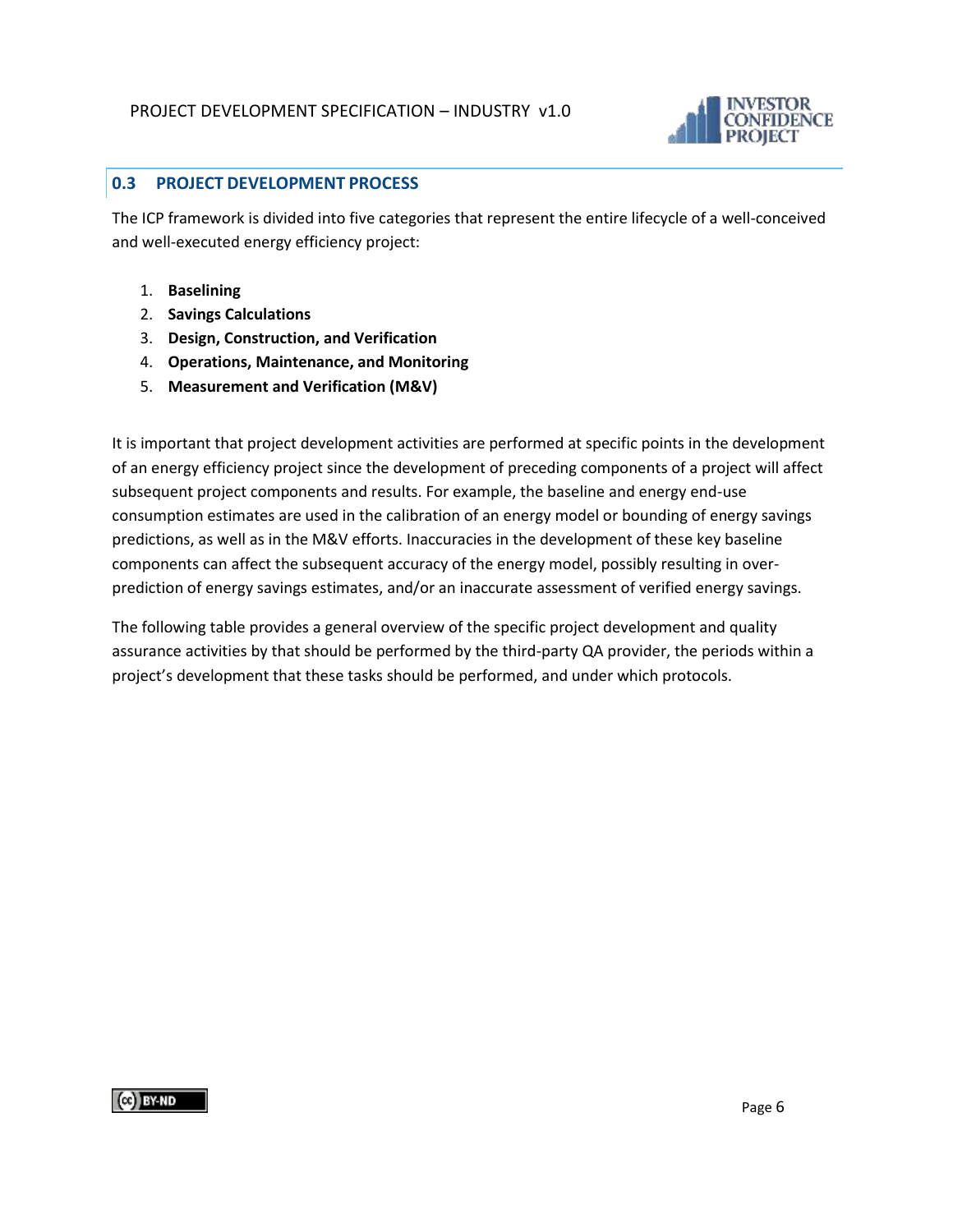## 0.3 PROJECT DEVELOPMENT PROCESS

The ICP framework is divided into five categories that represent the entire lifecycle of a well-conceived and well-executed energy efficiency project:

1. **Baselining**
2. **Savings Calculations**
3. **Design, Construction, and Verification**
4. **Operations, Maintenance, and Monitoring**
5. **Measurement and Verification (M&V)**

It is important that project development activities are performed at specific points in the development of an energy efficiency project since the development of preceding components of a project will affect subsequent project components and results. For example, the baseline and energy end-use consumption estimates are used in the calibration of an energy model or bounding of energy savings predictions, as well as in the M&V efforts. Inaccuracies in the development of these key baseline components can affect the subsequent accuracy of the energy model, possibly resulting in over-prediction of energy savings estimates, and/or an inaccurate assessment of verified energy savings.

The following table provides a general overview of the specific project development and quality assurance activities by that should be performed by the third-party QA provider, the periods within a project's development that these tasks should be performed, and under which protocols.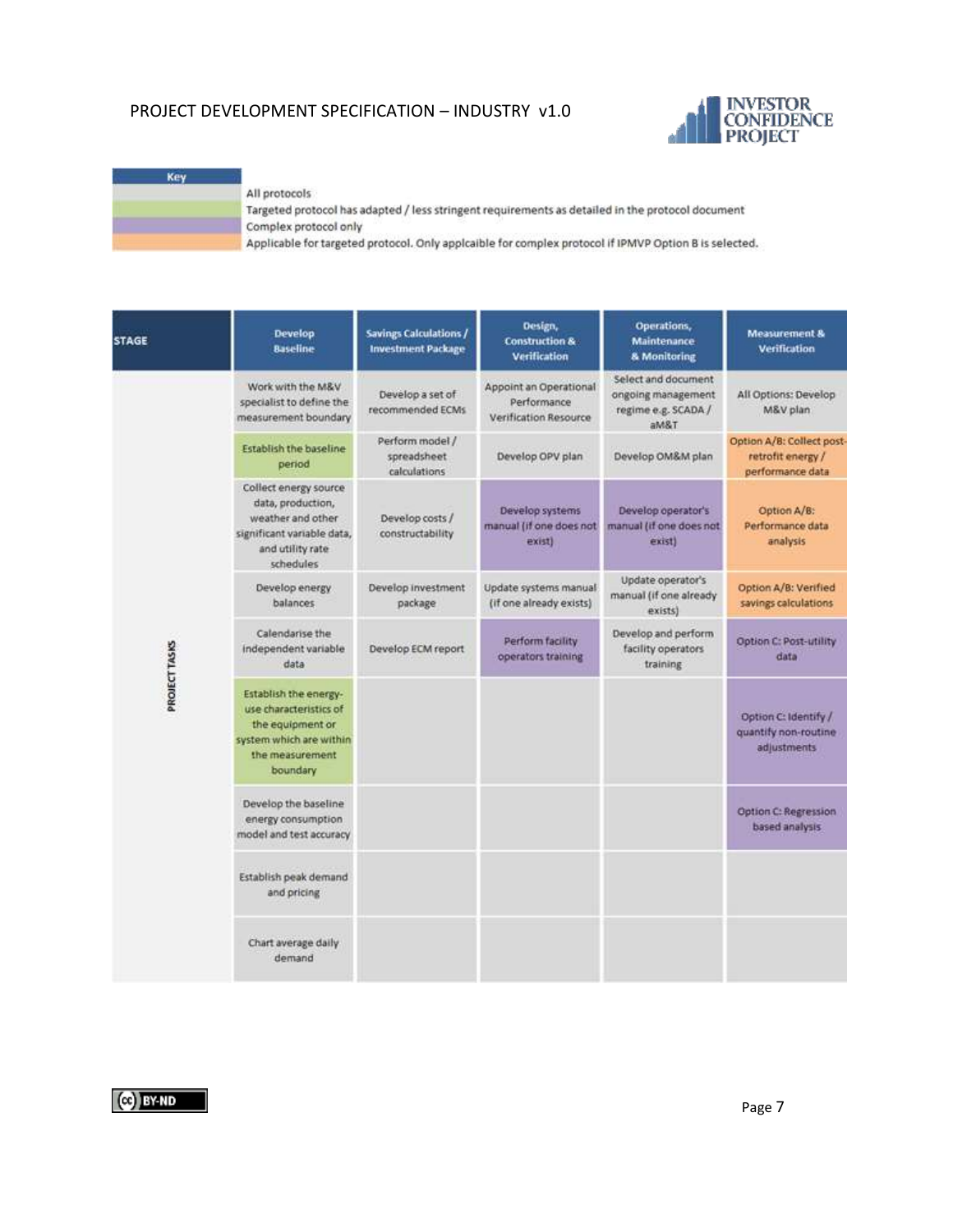**Key**

| Colour | Meaning |
|---|---|
| Grey | All protocols |
| Green | Targeted protocol has adapted / less stringent requirements as detailed in the protocol document |
| Purple | Complex protocol only |
| Orange | Applicable for targeted protocol. Only applcaible for complex protocol if IPMVP Option B is selected. |

| STAGE | Develop Baseline | Savings Calculations / Investment Package | Design, Construction & Verification | Operations, Maintenance & Monitoring | Measurement & Verification |
|---|---|---|---|---|---|
| PROJECT TASKS | Work with the M&V specialist to define the measurement boundary | Develop a set of recommended ECMs | Appoint an Operational Performance Verification Resource | Select and document ongoing management regime e.g. SCADA / aM&T | All Options: Develop M&V plan |
| | Establish the baseline period | Perform model / spreadsheet calculations | Develop OPV plan | Develop OM&M plan | Option A/B: Collect post-retrofit energy / performance data |
| | Collect energy source data, production, weather and other significant variable data, and utility rate schedules | Develop costs / constructability | Develop systems manual (if one does not exist) | Develop operator's manual (if one does not exist) | Option A/B: Performance data analysis |
| | Develop energy balances | Develop investment package | Update systems manual (if one already exists) | Update operator's manual (if one already exists) | Option A/B: Verified savings calculations |
| | Calendarise the independent variable data | Develop ECM report | Perform facility operators training | Develop and perform facility operators training | Option C: Post-utility data |
| | Establish the energy-use characteristics of the equipment or system which are within the measurement boundary | | | | Option C: Identify / quantify non-routine adjustments |
| | Develop the baseline energy consumption model and test accuracy | | | | Option C: Regression based analysis |
| | Establish peak demand and pricing | | | | |
| | Chart average daily demand | | | | |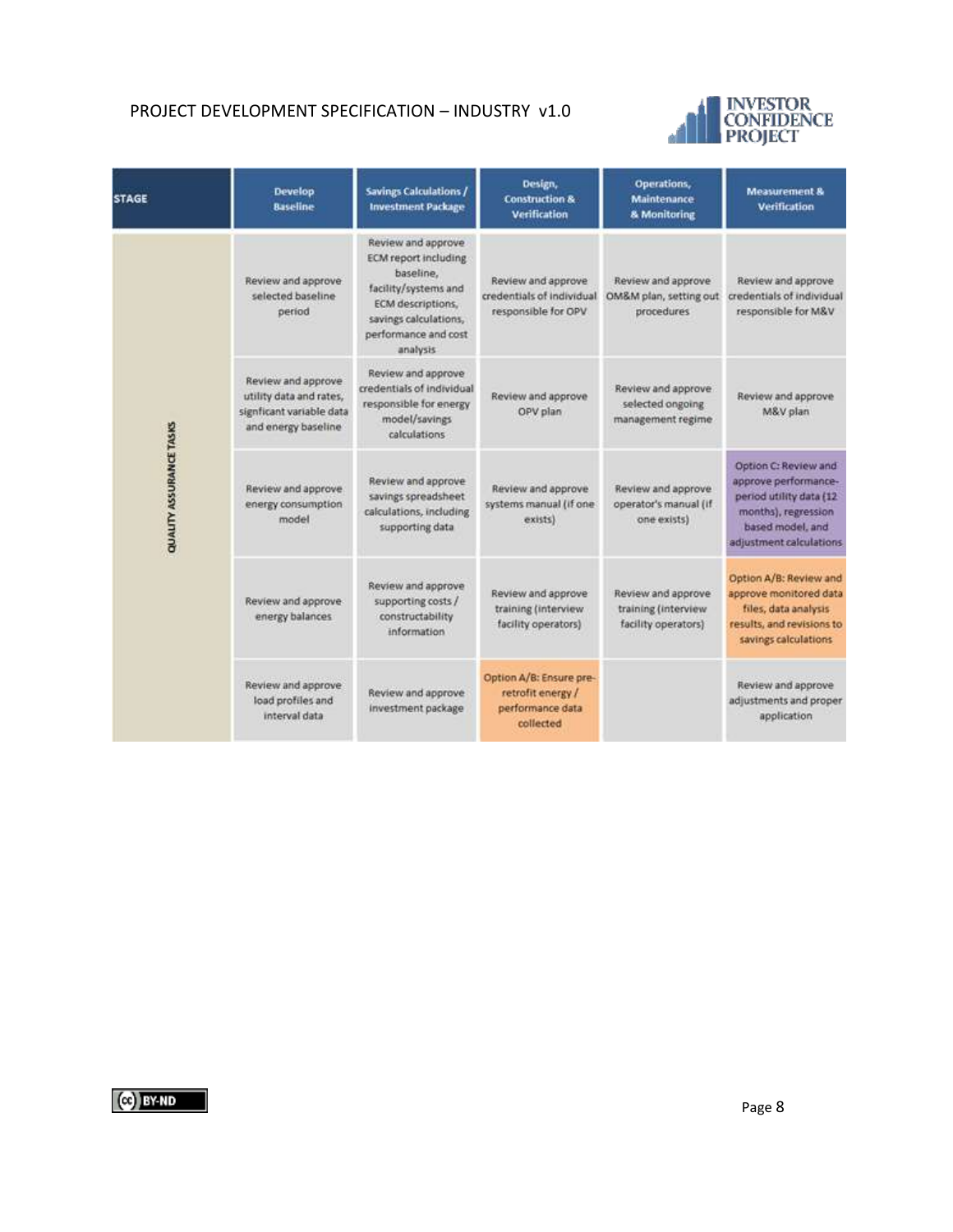| STAGE | Develop Baseline | Savings Calculations / Investment Package | Design, Construction & Verification | Operations, Maintenance & Monitoring | Measurement & Verification |
|---|---|---|---|---|---|
| QUALITY ASSURANCE TASKS | Review and approve selected baseline period | Review and approve ECM report including baseline, facility/systems and ECM descriptions, savings calculations, performance and cost analysis | Review and approve credentials of individual responsible for OPV | Review and approve OM&M plan, setting out procedures | Review and approve credentials of individual responsible for M&V |
| | Review and approve utility data and rates, signficant variable data and energy baseline | Review and approve credentials of individual responsible for energy model/savings calculations | Review and approve OPV plan | Review and approve selected ongoing management regime | Review and approve M&V plan |
| | Review and approve energy consumption model | Review and approve savings spreadsheet calculations, including supporting data | Review and approve systems manual (if one exists) | Review and approve operator's manual (if one exists) | Option C: Review and approve performance-period utility data (12 months), regression based model, and adjustment calculations |
| | Review and approve energy balances | Review and approve supporting costs / constructability information | Review and approve training (interview facility operators) | Review and approve training (interview facility operators) | Option A/B: Review and approve monitored data files, data analysis results, and revisions to savings calculations |
| | Review and approve load profiles and interval data | Review and approve investment package | Option A/B: Ensure pre-retrofit energy / performance data collected | | Review and approve adjustments and proper application |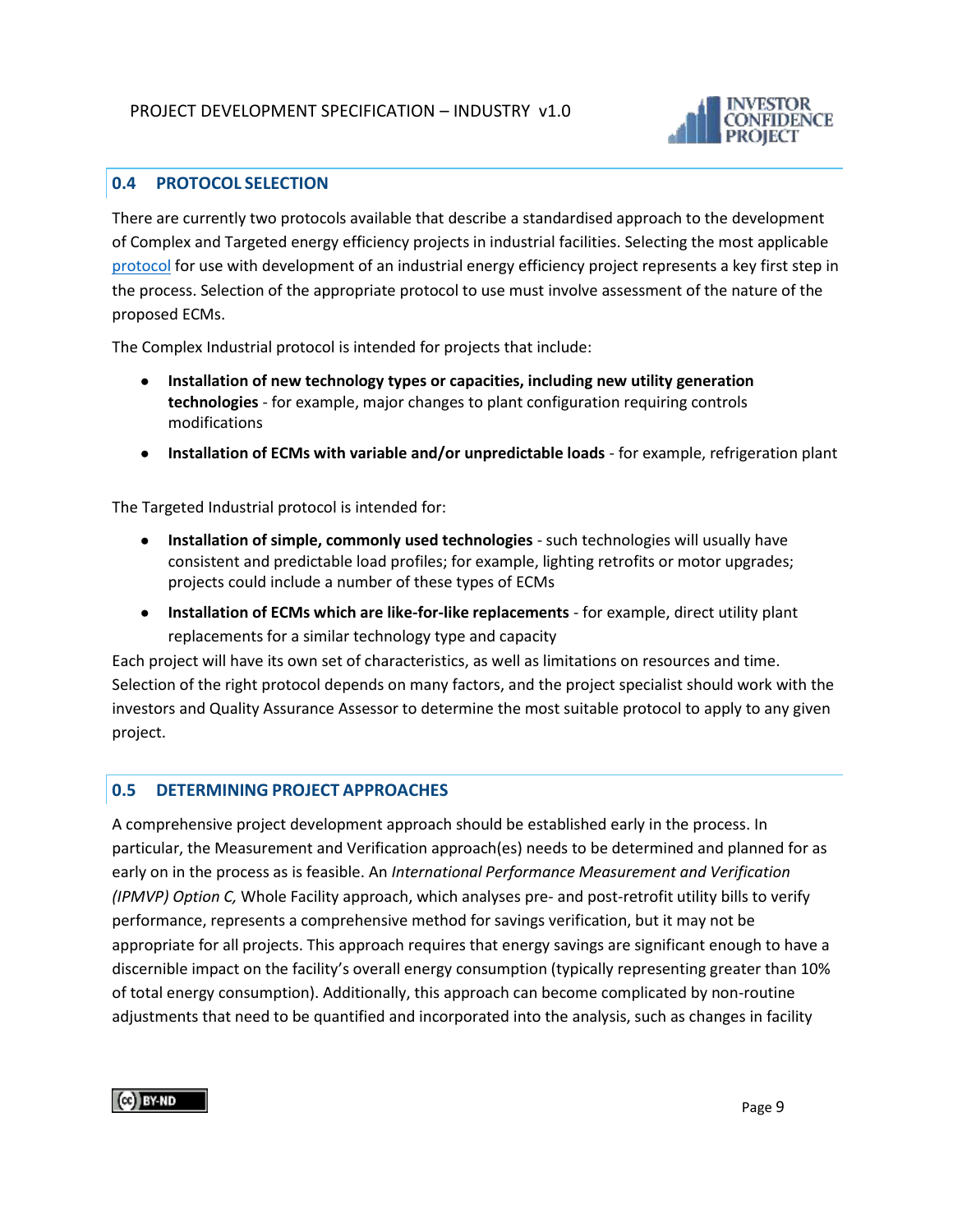## 0.4 PROTOCOL SELECTION

There are currently two protocols available that describe a standardised approach to the development of Complex and Targeted energy efficiency projects in industrial facilities. Selecting the most applicable protocol for use with development of an industrial energy efficiency project represents a key first step in the process. Selection of the appropriate protocol to use must involve assessment of the nature of the proposed ECMs.

The Complex Industrial protocol is intended for projects that include:

- **Installation of new technology types or capacities, including new utility generation technologies** - for example, major changes to plant configuration requiring controls modifications
- **Installation of ECMs with variable and/or unpredictable loads** - for example, refrigeration plant

The Targeted Industrial protocol is intended for:

- **Installation of simple, commonly used technologies** - such technologies will usually have consistent and predictable load profiles; for example, lighting retrofits or motor upgrades; projects could include a number of these types of ECMs
- **Installation of ECMs which are like-for-like replacements** - for example, direct utility plant replacements for a similar technology type and capacity

Each project will have its own set of characteristics, as well as limitations on resources and time. Selection of the right protocol depends on many factors, and the project specialist should work with the investors and Quality Assurance Assessor to determine the most suitable protocol to apply to any given project.

## 0.5 DETERMINING PROJECT APPROACHES

A comprehensive project development approach should be established early in the process. In particular, the Measurement and Verification approach(es) needs to be determined and planned for as early on in the process as is feasible. An *International Performance Measurement and Verification (IPMVP) Option C,* Whole Facility approach, which analyses pre- and post-retrofit utility bills to verify performance, represents a comprehensive method for savings verification, but it may not be appropriate for all projects. This approach requires that energy savings are significant enough to have a discernible impact on the facility's overall energy consumption (typically representing greater than 10% of total energy consumption). Additionally, this approach can become complicated by non-routine adjustments that need to be quantified and incorporated into the analysis, such as changes in facility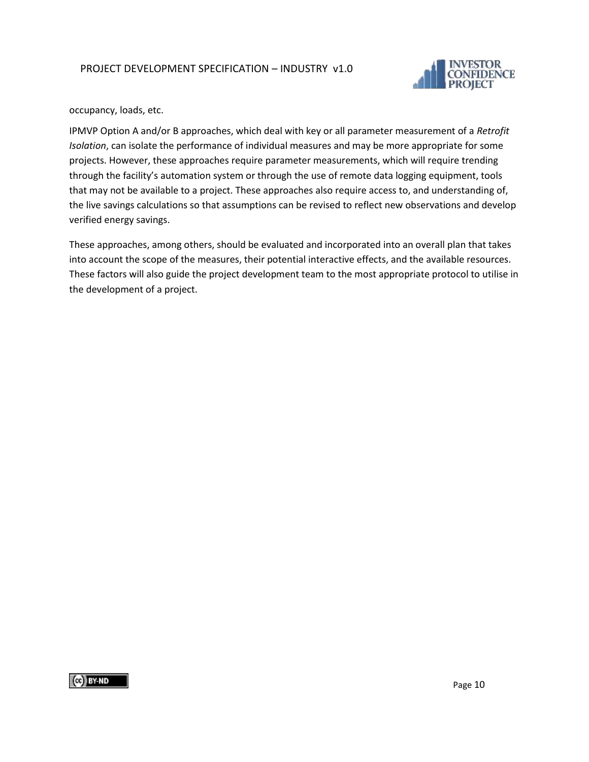occupancy, loads, etc.

IPMVP Option A and/or B approaches, which deal with key or all parameter measurement of a *Retrofit Isolation*, can isolate the performance of individual measures and may be more appropriate for some projects. However, these approaches require parameter measurements, which will require trending through the facility's automation system or through the use of remote data logging equipment, tools that may not be available to a project. These approaches also require access to, and understanding of, the live savings calculations so that assumptions can be revised to reflect new observations and develop verified energy savings.

These approaches, among others, should be evaluated and incorporated into an overall plan that takes into account the scope of the measures, their potential interactive effects, and the available resources. These factors will also guide the project development team to the most appropriate protocol to utilise in the development of a project.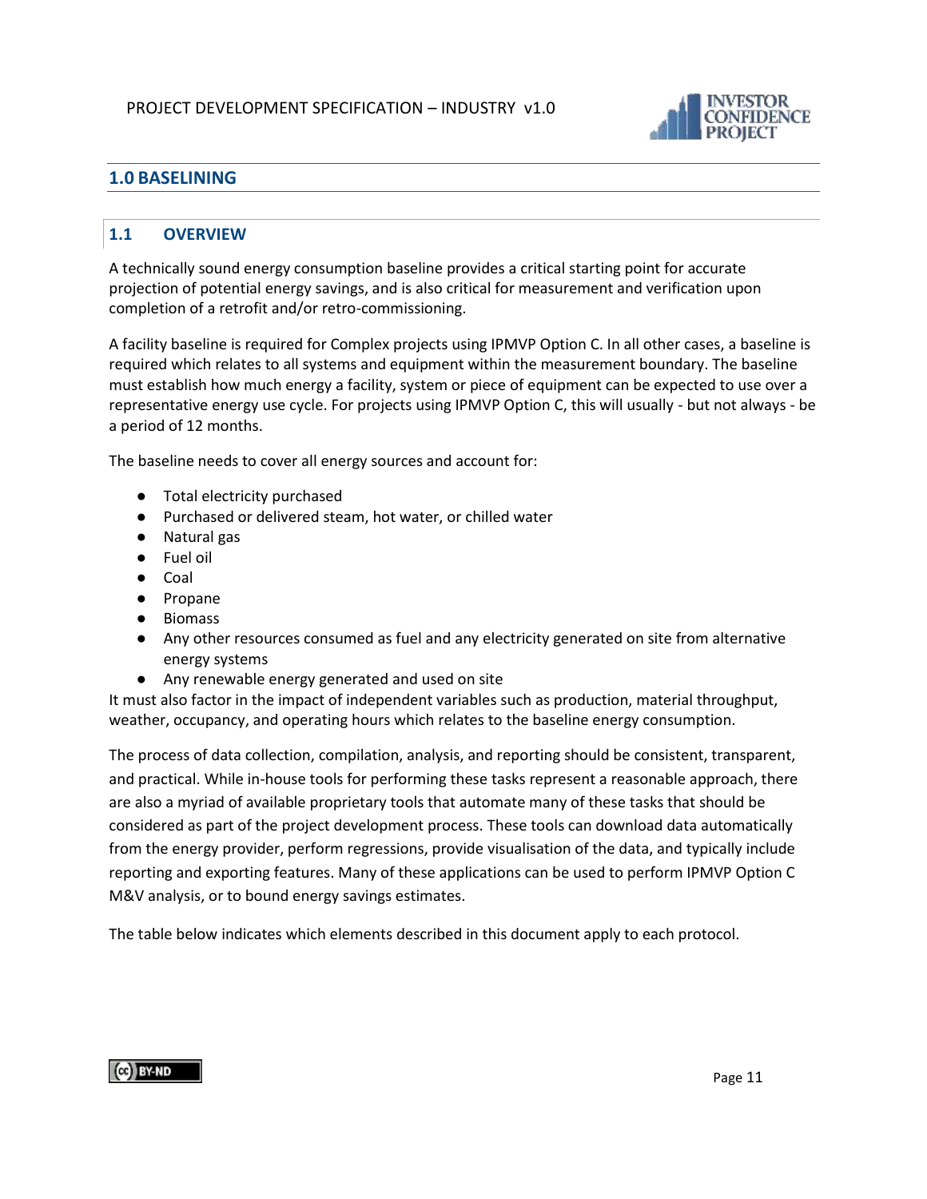# 1.0 BASELINING

## 1.1 OVERVIEW

A technically sound energy consumption baseline provides a critical starting point for accurate projection of potential energy savings, and is also critical for measurement and verification upon completion of a retrofit and/or retro-commissioning.

A facility baseline is required for Complex projects using IPMVP Option C. In all other cases, a baseline is required which relates to all systems and equipment within the measurement boundary. The baseline must establish how much energy a facility, system or piece of equipment can be expected to use over a representative energy use cycle. For projects using IPMVP Option C, this will usually - but not always - be a period of 12 months.

The baseline needs to cover all energy sources and account for:

- Total electricity purchased
- Purchased or delivered steam, hot water, or chilled water
- Natural gas
- Fuel oil
- Coal
- Propane
- Biomass
- Any other resources consumed as fuel and any electricity generated on site from alternative energy systems
- Any renewable energy generated and used on site

It must also factor in the impact of independent variables such as production, material throughput, weather, occupancy, and operating hours which relates to the baseline energy consumption.

The process of data collection, compilation, analysis, and reporting should be consistent, transparent, and practical. While in-house tools for performing these tasks represent a reasonable approach, there are also a myriad of available proprietary tools that automate many of these tasks that should be considered as part of the project development process. These tools can download data automatically from the energy provider, perform regressions, provide visualisation of the data, and typically include reporting and exporting features. Many of these applications can be used to perform IPMVP Option C M&V analysis, or to bound energy savings estimates.

The table below indicates which elements described in this document apply to each protocol.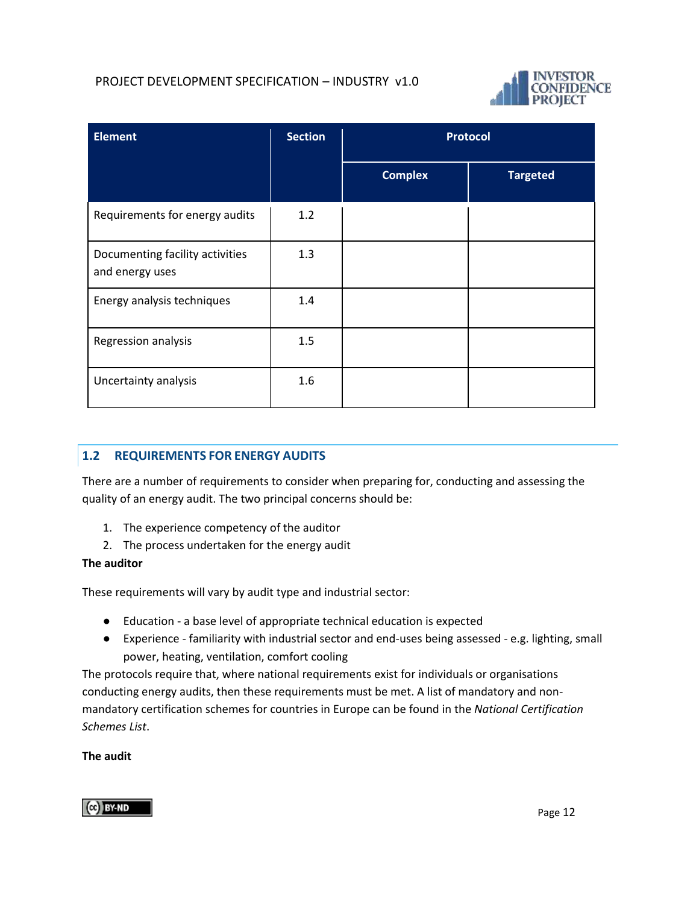| Element | Section | Protocol | |
|---|---|---|---|
| | | Complex | Targeted |
| Requirements for energy audits | 1.2 | | |
| Documenting facility activities and energy uses | 1.3 | | |
| Energy analysis techniques | 1.4 | | |
| Regression analysis | 1.5 | | |
| Uncertainty analysis | 1.6 | | |

## 1.2 REQUIREMENTS FOR ENERGY AUDITS

There are a number of requirements to consider when preparing for, conducting and assessing the quality of an energy audit. The two principal concerns should be:

1. The experience competency of the auditor
2. The process undertaken for the energy audit

**The auditor**

These requirements will vary by audit type and industrial sector:

- Education - a base level of appropriate technical education is expected
- Experience - familiarity with industrial sector and end-uses being assessed - e.g. lighting, small power, heating, ventilation, comfort cooling

The protocols require that, where national requirements exist for individuals or organisations conducting energy audits, then these requirements must be met. A list of mandatory and non-mandatory certification schemes for countries in Europe can be found in the *National Certification Schemes List*.

**The audit**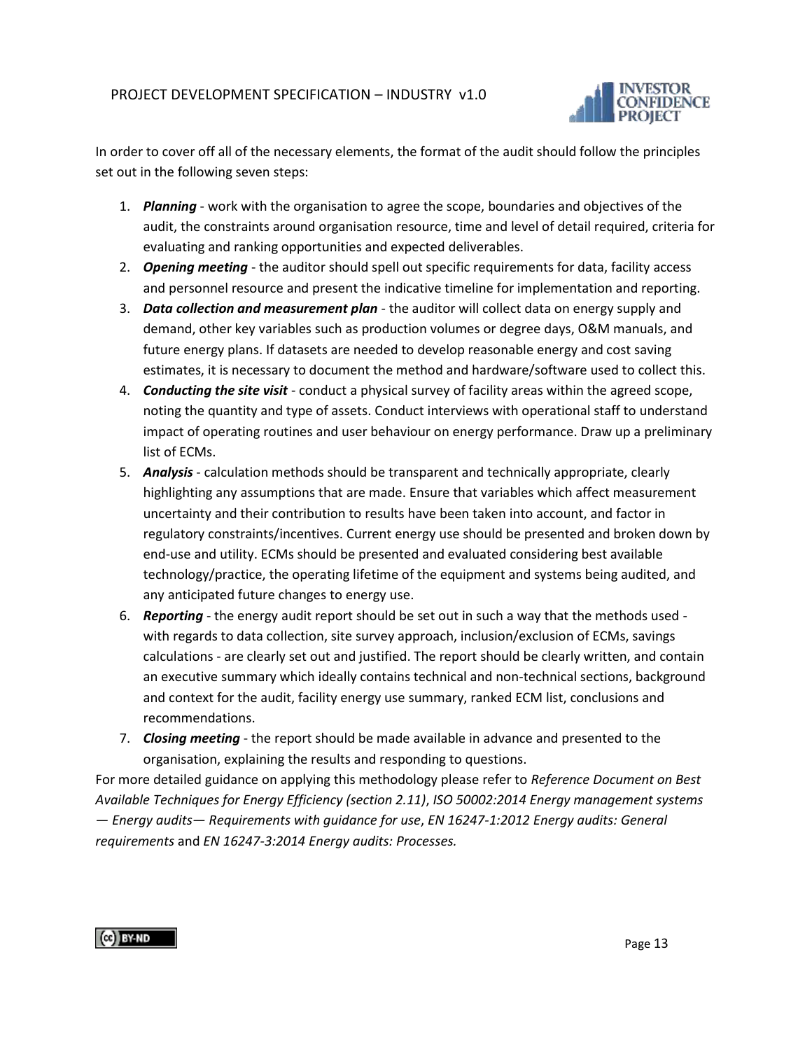In order to cover off all of the necessary elements, the format of the audit should follow the principles set out in the following seven steps:

1. ***Planning*** - work with the organisation to agree the scope, boundaries and objectives of the audit, the constraints around organisation resource, time and level of detail required, criteria for evaluating and ranking opportunities and expected deliverables.
2. ***Opening meeting*** - the auditor should spell out specific requirements for data, facility access and personnel resource and present the indicative timeline for implementation and reporting.
3. ***Data collection and measurement plan*** - the auditor will collect data on energy supply and demand, other key variables such as production volumes or degree days, O&M manuals, and future energy plans. If datasets are needed to develop reasonable energy and cost saving estimates, it is necessary to document the method and hardware/software used to collect this.
4. ***Conducting the site visit*** - conduct a physical survey of facility areas within the agreed scope, noting the quantity and type of assets. Conduct interviews with operational staff to understand impact of operating routines and user behaviour on energy performance. Draw up a preliminary list of ECMs.
5. ***Analysis*** - calculation methods should be transparent and technically appropriate, clearly highlighting any assumptions that are made. Ensure that variables which affect measurement uncertainty and their contribution to results have been taken into account, and factor in regulatory constraints/incentives. Current energy use should be presented and broken down by end-use and utility. ECMs should be presented and evaluated considering best available technology/practice, the operating lifetime of the equipment and systems being audited, and any anticipated future changes to energy use.
6. ***Reporting*** - the energy audit report should be set out in such a way that the methods used - with regards to data collection, site survey approach, inclusion/exclusion of ECMs, savings calculations - are clearly set out and justified. The report should be clearly written, and contain an executive summary which ideally contains technical and non-technical sections, background and context for the audit, facility energy use summary, ranked ECM list, conclusions and recommendations.
7. ***Closing meeting*** - the report should be made available in advance and presented to the organisation, explaining the results and responding to questions.

For more detailed guidance on applying this methodology please refer to *Reference Document on Best Available Techniques for Energy Efficiency (section 2.11)*, *ISO 50002:2014 Energy management systems — Energy audits— Requirements with guidance for use*, *EN 16247-1:2012 Energy audits: General requirements* and *EN 16247-3:2014 Energy audits: Processes.*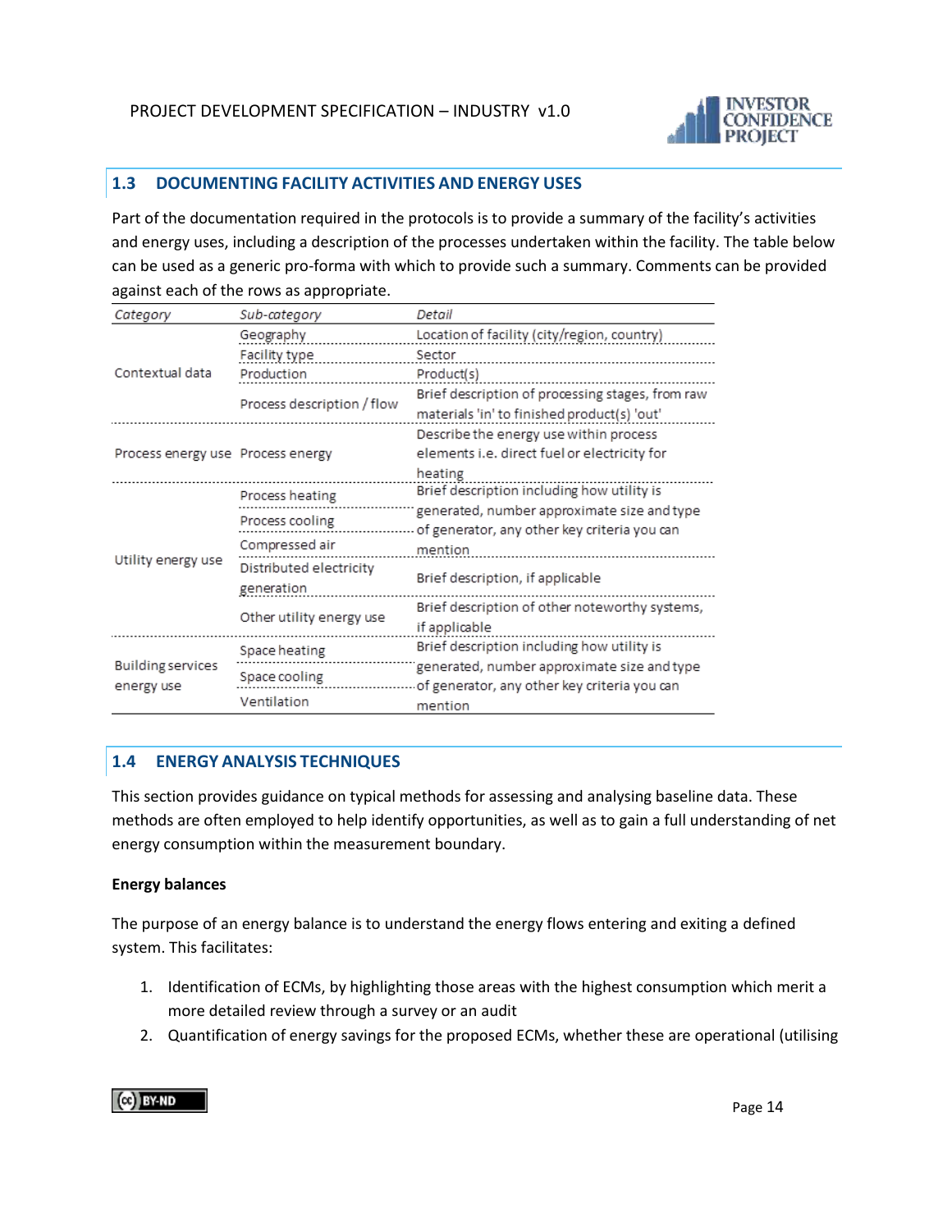## 1.3 DOCUMENTING FACILITY ACTIVITIES AND ENERGY USES

Part of the documentation required in the protocols is to provide a summary of the facility's activities and energy uses, including a description of the processes undertaken within the facility. The table below can be used as a generic pro-forma with which to provide such a summary. Comments can be provided against each of the rows as appropriate.

| *Category* | *Sub-category* | *Detail* |
|---|---|---|
| Contextual data | Geography | Location of facility (city/region, country) |
| | Facility type | Sector |
| | Production | Product(s) |
| | Process description / flow | Brief description of processing stages, from raw materials 'in' to finished product(s) 'out' |
| Process energy use | Process energy | Describe the energy use within process elements i.e. direct fuel or electricity for heating |
| Utility energy use | Process heating | Brief description including how utility is generated, number approximate size and type of generator, any other key criteria you can mention |
| | Process cooling | |
| | Compressed air | |
| | Distributed electricity generation | Brief description, if applicable |
| | Other utility energy use | Brief description of other noteworthy systems, if applicable |
| Building services energy use | Space heating | Brief description including how utility is generated, number approximate size and type of generator, any other key criteria you can mention |
| | Space cooling | |
| | Ventilation | |

## 1.4 ENERGY ANALYSIS TECHNIQUES

This section provides guidance on typical methods for assessing and analysing baseline data. These methods are often employed to help identify opportunities, as well as to gain a full understanding of net energy consumption within the measurement boundary.

**Energy balances**

The purpose of an energy balance is to understand the energy flows entering and exiting a defined system. This facilitates:

1. Identification of ECMs, by highlighting those areas with the highest consumption which merit a more detailed review through a survey or an audit
2. Quantification of energy savings for the proposed ECMs, whether these are operational (utilising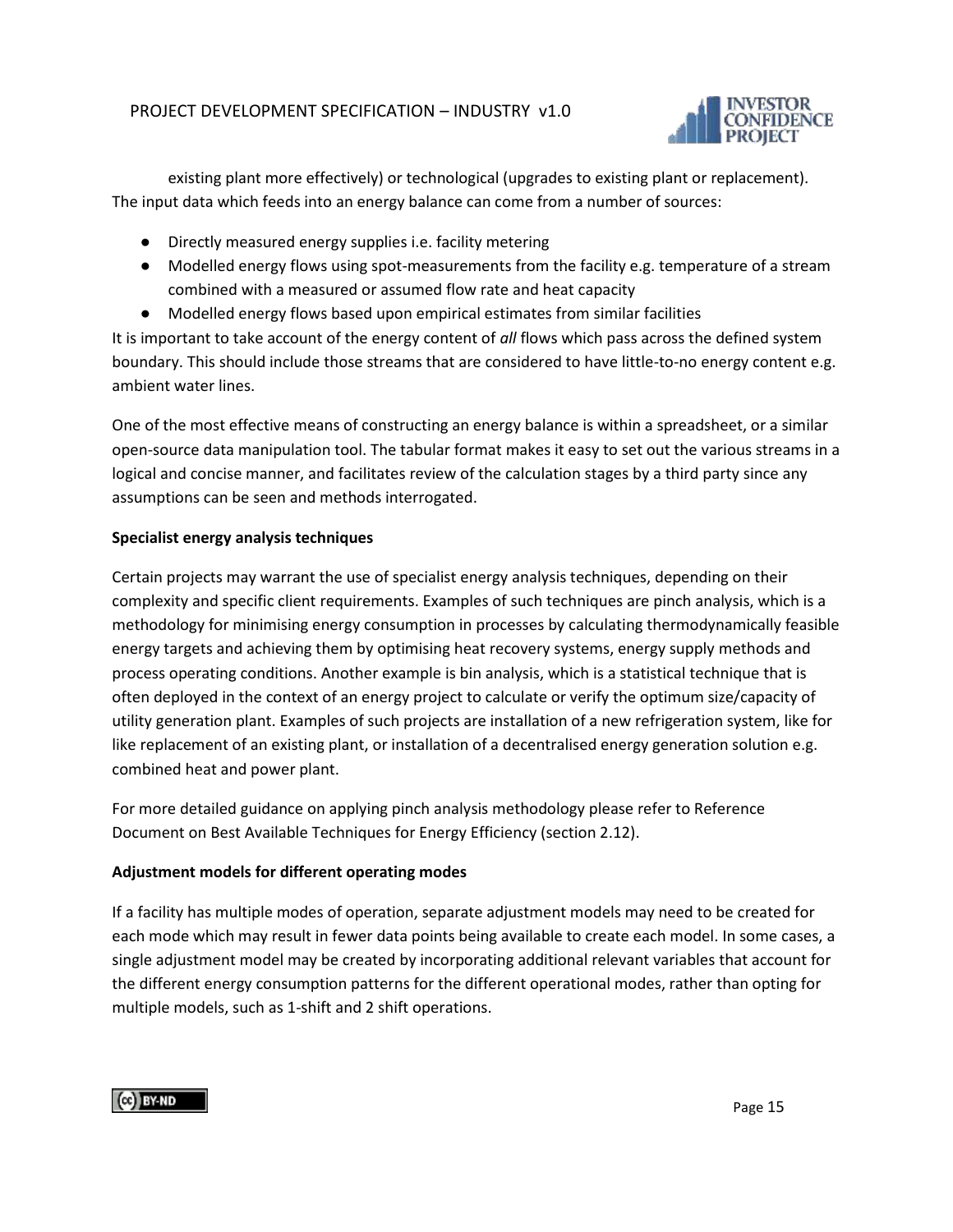existing plant more effectively) or technological (upgrades to existing plant or replacement). The input data which feeds into an energy balance can come from a number of sources:

- Directly measured energy supplies i.e. facility metering
- Modelled energy flows using spot-measurements from the facility e.g. temperature of a stream combined with a measured or assumed flow rate and heat capacity
- Modelled energy flows based upon empirical estimates from similar facilities

It is important to take account of the energy content of *all* flows which pass across the defined system boundary. This should include those streams that are considered to have little-to-no energy content e.g. ambient water lines.

One of the most effective means of constructing an energy balance is within a spreadsheet, or a similar open-source data manipulation tool. The tabular format makes it easy to set out the various streams in a logical and concise manner, and facilitates review of the calculation stages by a third party since any assumptions can be seen and methods interrogated.

**Specialist energy analysis techniques**

Certain projects may warrant the use of specialist energy analysis techniques, depending on their complexity and specific client requirements. Examples of such techniques are pinch analysis, which is a methodology for minimising energy consumption in processes by calculating thermodynamically feasible energy targets and achieving them by optimising heat recovery systems, energy supply methods and process operating conditions. Another example is bin analysis, which is a statistical technique that is often deployed in the context of an energy project to calculate or verify the optimum size/capacity of utility generation plant. Examples of such projects are installation of a new refrigeration system, like for like replacement of an existing plant, or installation of a decentralised energy generation solution e.g. combined heat and power plant.

For more detailed guidance on applying pinch analysis methodology please refer to Reference Document on Best Available Techniques for Energy Efficiency (section 2.12).

**Adjustment models for different operating modes**

If a facility has multiple modes of operation, separate adjustment models may need to be created for each mode which may result in fewer data points being available to create each model. In some cases, a single adjustment model may be created by incorporating additional relevant variables that account for the different energy consumption patterns for the different operational modes, rather than opting for multiple models, such as 1-shift and 2 shift operations.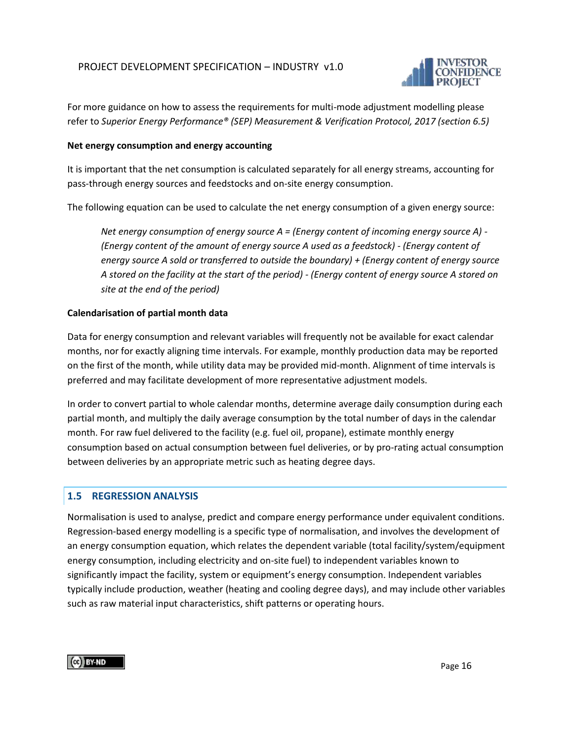For more guidance on how to assess the requirements for multi-mode adjustment modelling please refer to *Superior Energy Performance® (SEP) Measurement & Verification Protocol, 2017 (section 6.5)*

**Net energy consumption and energy accounting**

It is important that the net consumption is calculated separately for all energy streams, accounting for pass-through energy sources and feedstocks and on-site energy consumption.

The following equation can be used to calculate the net energy consumption of a given energy source:

> *Net energy consumption of energy source A = (Energy content of incoming energy source A) - (Energy content of the amount of energy source A used as a feedstock) - (Energy content of energy source A sold or transferred to outside the boundary) + (Energy content of energy source A stored on the facility at the start of the period) - (Energy content of energy source A stored on site at the end of the period)*

**Calendarisation of partial month data**

Data for energy consumption and relevant variables will frequently not be available for exact calendar months, nor for exactly aligning time intervals. For example, monthly production data may be reported on the first of the month, while utility data may be provided mid-month. Alignment of time intervals is preferred and may facilitate development of more representative adjustment models.

In order to convert partial to whole calendar months, determine average daily consumption during each partial month, and multiply the daily average consumption by the total number of days in the calendar month. For raw fuel delivered to the facility (e.g. fuel oil, propane), estimate monthly energy consumption based on actual consumption between fuel deliveries, or by pro-rating actual consumption between deliveries by an appropriate metric such as heating degree days.

## 1.5 REGRESSION ANALYSIS

Normalisation is used to analyse, predict and compare energy performance under equivalent conditions. Regression-based energy modelling is a specific type of normalisation, and involves the development of an energy consumption equation, which relates the dependent variable (total facility/system/equipment energy consumption, including electricity and on-site fuel) to independent variables known to significantly impact the facility, system or equipment's energy consumption. Independent variables typically include production, weather (heating and cooling degree days), and may include other variables such as raw material input characteristics, shift patterns or operating hours.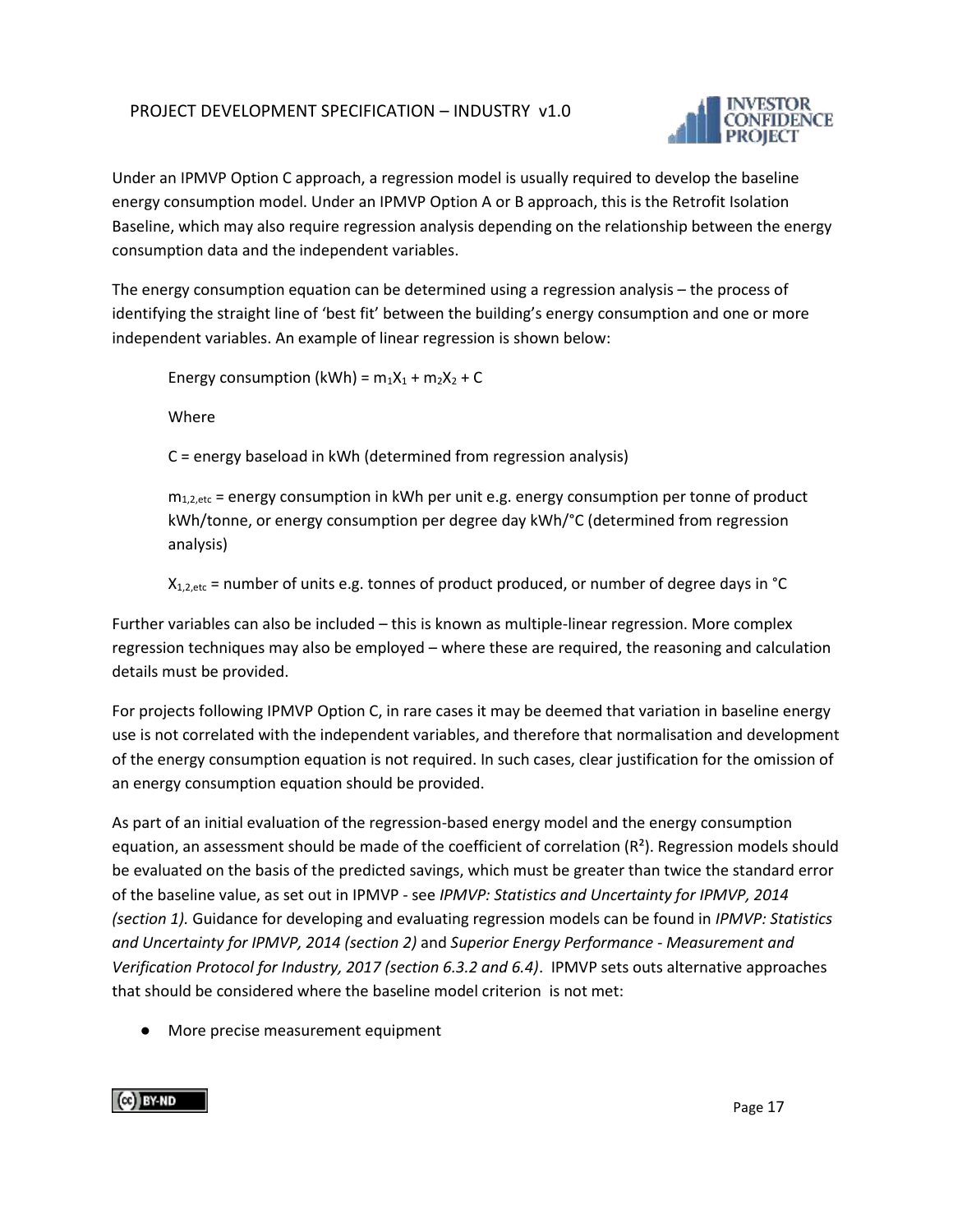Under an IPMVP Option C approach, a regression model is usually required to develop the baseline energy consumption model. Under an IPMVP Option A or B approach, this is the Retrofit Isolation Baseline, which may also require regression analysis depending on the relationship between the energy consumption data and the independent variables.

The energy consumption equation can be determined using a regression analysis – the process of identifying the straight line of 'best fit' between the building's energy consumption and one or more independent variables. An example of linear regression is shown below:

> Energy consumption (kWh) = $m_1X_1 + m_2X_2 + C$
>
> Where
>
> C = energy baseload in kWh (determined from regression analysis)
>
> $m_{1,2,etc}$ = energy consumption in kWh per unit e.g. energy consumption per tonne of product kWh/tonne, or energy consumption per degree day kWh/°C (determined from regression analysis)
>
> $X_{1,2,etc}$ = number of units e.g. tonnes of product produced, or number of degree days in °C

Further variables can also be included – this is known as multiple-linear regression. More complex regression techniques may also be employed – where these are required, the reasoning and calculation details must be provided.

For projects following IPMVP Option C, in rare cases it may be deemed that variation in baseline energy use is not correlated with the independent variables, and therefore that normalisation and development of the energy consumption equation is not required. In such cases, clear justification for the omission of an energy consumption equation should be provided.

As part of an initial evaluation of the regression-based energy model and the energy consumption equation, an assessment should be made of the coefficient of correlation ($R^2$). Regression models should be evaluated on the basis of the predicted savings, which must be greater than twice the standard error of the baseline value, as set out in IPMVP - see *IPMVP: Statistics and Uncertainty for IPMVP, 2014 (section 1).* Guidance for developing and evaluating regression models can be found in *IPMVP: Statistics and Uncertainty for IPMVP, 2014 (section 2)* and *Superior Energy Performance - Measurement and Verification Protocol for Industry, 2017 (section 6.3.2 and 6.4)*. IPMVP sets outs alternative approaches that should be considered where the baseline model criterion is not met:

- More precise measurement equipment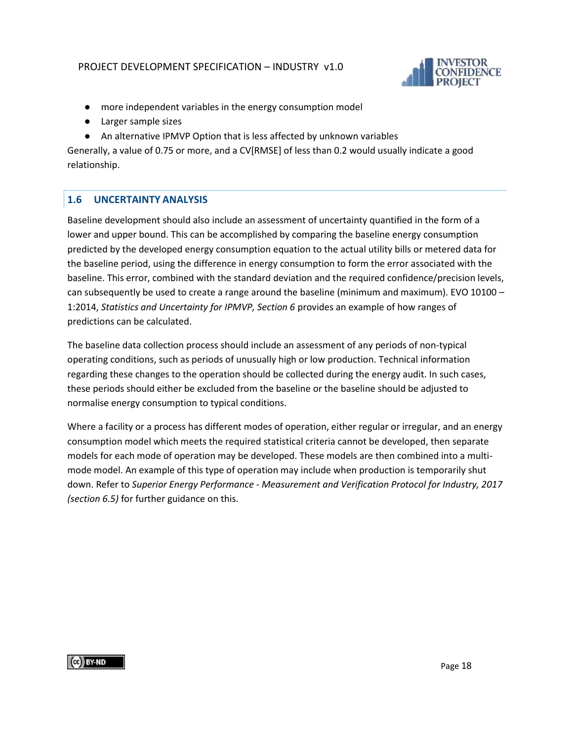- more independent variables in the energy consumption model
- Larger sample sizes
- An alternative IPMVP Option that is less affected by unknown variables

Generally, a value of 0.75 or more, and a CV[RMSE] of less than 0.2 would usually indicate a good relationship.

## 1.6 UNCERTAINTY ANALYSIS

Baseline development should also include an assessment of uncertainty quantified in the form of a lower and upper bound. This can be accomplished by comparing the baseline energy consumption predicted by the developed energy consumption equation to the actual utility bills or metered data for the baseline period, using the difference in energy consumption to form the error associated with the baseline. This error, combined with the standard deviation and the required confidence/precision levels, can subsequently be used to create a range around the baseline (minimum and maximum). EVO 10100 – 1:2014, *Statistics and Uncertainty for IPMVP, Section 6* provides an example of how ranges of predictions can be calculated.

The baseline data collection process should include an assessment of any periods of non-typical operating conditions, such as periods of unusually high or low production. Technical information regarding these changes to the operation should be collected during the energy audit. In such cases, these periods should either be excluded from the baseline or the baseline should be adjusted to normalise energy consumption to typical conditions.

Where a facility or a process has different modes of operation, either regular or irregular, and an energy consumption model which meets the required statistical criteria cannot be developed, then separate models for each mode of operation may be developed. These models are then combined into a multi-mode model. An example of this type of operation may include when production is temporarily shut down. Refer to *Superior Energy Performance - Measurement and Verification Protocol for Industry, 2017 (section 6.5)* for further guidance on this.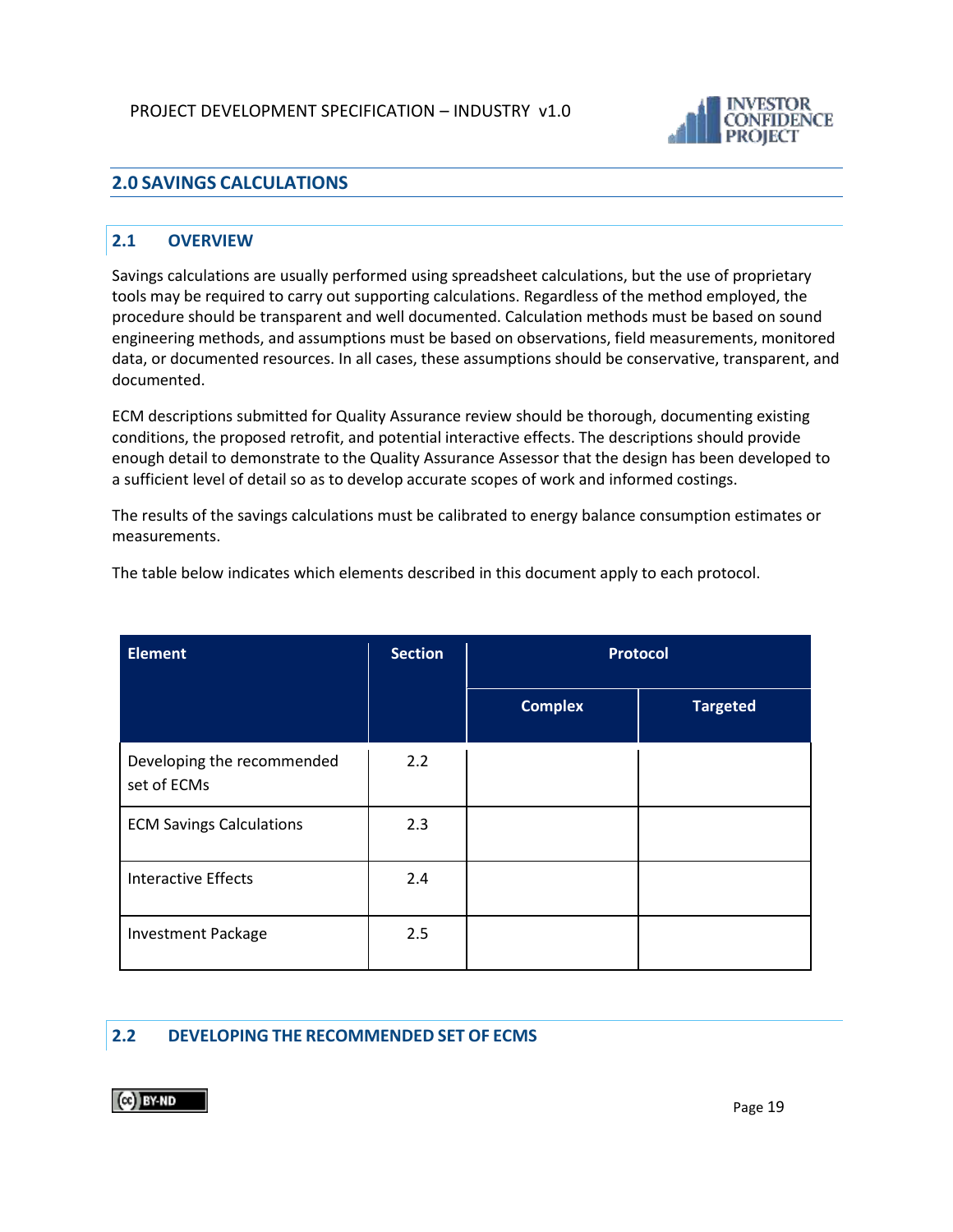## 2.0 SAVINGS CALCULATIONS

### 2.1 OVERVIEW

Savings calculations are usually performed using spreadsheet calculations, but the use of proprietary tools may be required to carry out supporting calculations. Regardless of the method employed, the procedure should be transparent and well documented. Calculation methods must be based on sound engineering methods, and assumptions must be based on observations, field measurements, monitored data, or documented resources. In all cases, these assumptions should be conservative, transparent, and documented.

ECM descriptions submitted for Quality Assurance review should be thorough, documenting existing conditions, the proposed retrofit, and potential interactive effects. The descriptions should provide enough detail to demonstrate to the Quality Assurance Assessor that the design has been developed to a sufficient level of detail so as to develop accurate scopes of work and informed costings.

The results of the savings calculations must be calibrated to energy balance consumption estimates or measurements.

The table below indicates which elements described in this document apply to each protocol.

| Element | Section | Protocol | |
|---|---|---|---|
| | | Complex | Targeted |
| Developing the recommended set of ECMs | 2.2 | | |
| ECM Savings Calculations | 2.3 | | |
| Interactive Effects | 2.4 | | |
| Investment Package | 2.5 | | |

### 2.2 DEVELOPING THE RECOMMENDED SET OF ECMS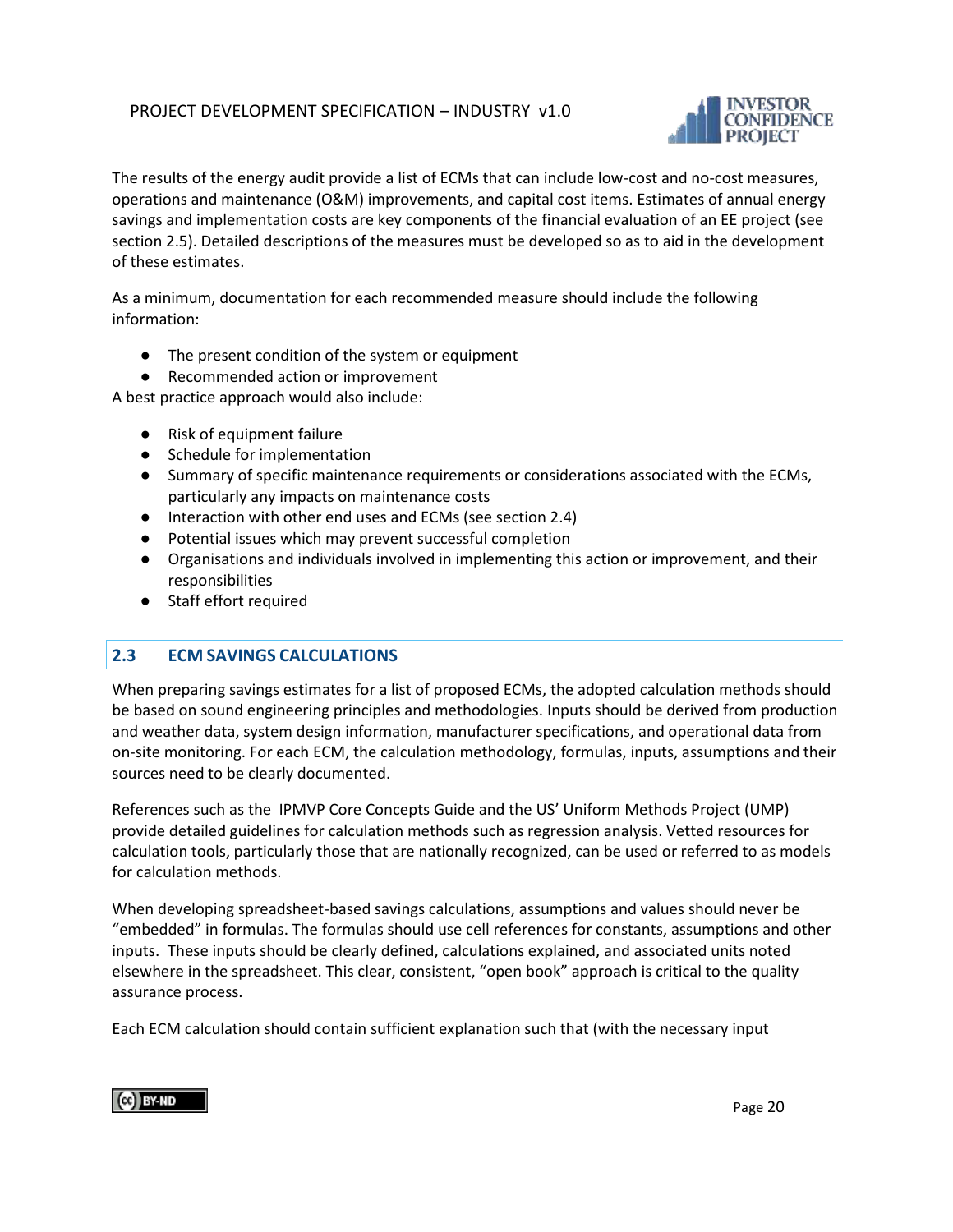The results of the energy audit provide a list of ECMs that can include low-cost and no-cost measures, operations and maintenance (O&M) improvements, and capital cost items. Estimates of annual energy savings and implementation costs are key components of the financial evaluation of an EE project (see section 2.5). Detailed descriptions of the measures must be developed so as to aid in the development of these estimates.

As a minimum, documentation for each recommended measure should include the following information:

- The present condition of the system or equipment
- Recommended action or improvement

A best practice approach would also include:

- Risk of equipment failure
- Schedule for implementation
- Summary of specific maintenance requirements or considerations associated with the ECMs, particularly any impacts on maintenance costs
- Interaction with other end uses and ECMs (see section 2.4)
- Potential issues which may prevent successful completion
- Organisations and individuals involved in implementing this action or improvement, and their responsibilities
- Staff effort required

## 2.3 ECM SAVINGS CALCULATIONS

When preparing savings estimates for a list of proposed ECMs, the adopted calculation methods should be based on sound engineering principles and methodologies. Inputs should be derived from production and weather data, system design information, manufacturer specifications, and operational data from on-site monitoring. For each ECM, the calculation methodology, formulas, inputs, assumptions and their sources need to be clearly documented.

References such as the IPMVP Core Concepts Guide and the US' Uniform Methods Project (UMP) provide detailed guidelines for calculation methods such as regression analysis. Vetted resources for calculation tools, particularly those that are nationally recognized, can be used or referred to as models for calculation methods.

When developing spreadsheet-based savings calculations, assumptions and values should never be "embedded" in formulas. The formulas should use cell references for constants, assumptions and other inputs. These inputs should be clearly defined, calculations explained, and associated units noted elsewhere in the spreadsheet. This clear, consistent, "open book" approach is critical to the quality assurance process.

Each ECM calculation should contain sufficient explanation such that (with the necessary input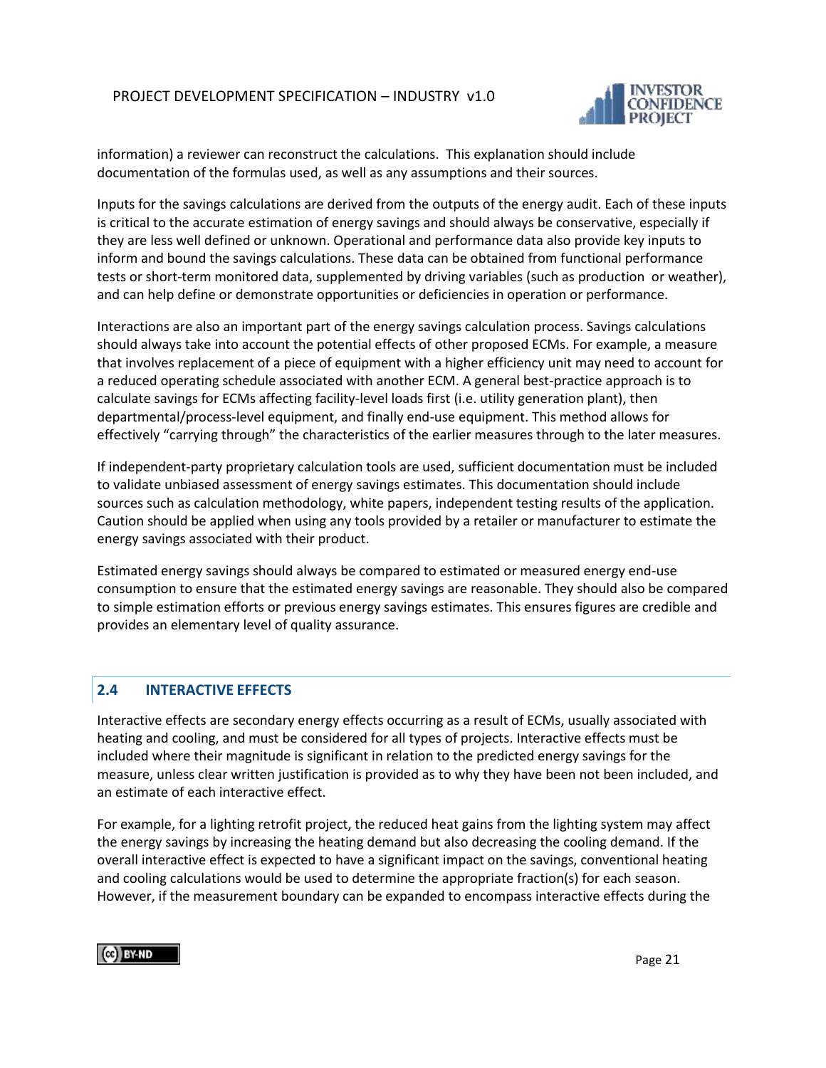information) a reviewer can reconstruct the calculations. This explanation should include documentation of the formulas used, as well as any assumptions and their sources.

Inputs for the savings calculations are derived from the outputs of the energy audit. Each of these inputs is critical to the accurate estimation of energy savings and should always be conservative, especially if they are less well defined or unknown. Operational and performance data also provide key inputs to inform and bound the savings calculations. These data can be obtained from functional performance tests or short-term monitored data, supplemented by driving variables (such as production or weather), and can help define or demonstrate opportunities or deficiencies in operation or performance.

Interactions are also an important part of the energy savings calculation process. Savings calculations should always take into account the potential effects of other proposed ECMs. For example, a measure that involves replacement of a piece of equipment with a higher efficiency unit may need to account for a reduced operating schedule associated with another ECM. A general best-practice approach is to calculate savings for ECMs affecting facility-level loads first (i.e. utility generation plant), then departmental/process-level equipment, and finally end-use equipment. This method allows for effectively "carrying through" the characteristics of the earlier measures through to the later measures.

If independent-party proprietary calculation tools are used, sufficient documentation must be included to validate unbiased assessment of energy savings estimates. This documentation should include sources such as calculation methodology, white papers, independent testing results of the application. Caution should be applied when using any tools provided by a retailer or manufacturer to estimate the energy savings associated with their product.

Estimated energy savings should always be compared to estimated or measured energy end-use consumption to ensure that the estimated energy savings are reasonable. They should also be compared to simple estimation efforts or previous energy savings estimates. This ensures figures are credible and provides an elementary level of quality assurance.

## 2.4 INTERACTIVE EFFECTS

Interactive effects are secondary energy effects occurring as a result of ECMs, usually associated with heating and cooling, and must be considered for all types of projects. Interactive effects must be included where their magnitude is significant in relation to the predicted energy savings for the measure, unless clear written justification is provided as to why they have been not been included, and an estimate of each interactive effect.

For example, for a lighting retrofit project, the reduced heat gains from the lighting system may affect the energy savings by increasing the heating demand but also decreasing the cooling demand. If the overall interactive effect is expected to have a significant impact on the savings, conventional heating and cooling calculations would be used to determine the appropriate fraction(s) for each season. However, if the measurement boundary can be expanded to encompass interactive effects during the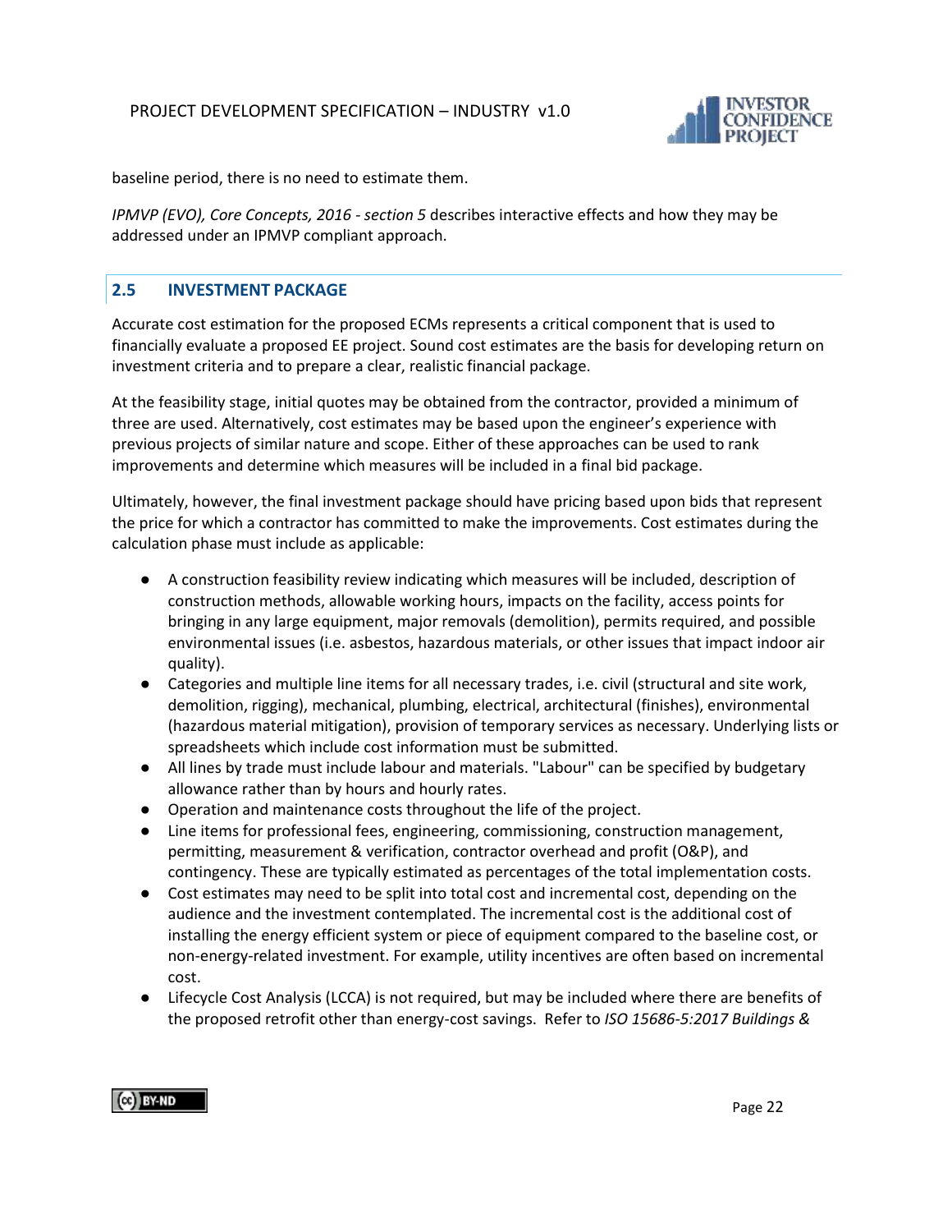baseline period, there is no need to estimate them.

*IPMVP (EVO), Core Concepts, 2016 - section 5* describes interactive effects and how they may be addressed under an IPMVP compliant approach.

## 2.5 INVESTMENT PACKAGE

Accurate cost estimation for the proposed ECMs represents a critical component that is used to financially evaluate a proposed EE project. Sound cost estimates are the basis for developing return on investment criteria and to prepare a clear, realistic financial package.

At the feasibility stage, initial quotes may be obtained from the contractor, provided a minimum of three are used. Alternatively, cost estimates may be based upon the engineer's experience with previous projects of similar nature and scope. Either of these approaches can be used to rank improvements and determine which measures will be included in a final bid package.

Ultimately, however, the final investment package should have pricing based upon bids that represent the price for which a contractor has committed to make the improvements. Cost estimates during the calculation phase must include as applicable:

- A construction feasibility review indicating which measures will be included, description of construction methods, allowable working hours, impacts on the facility, access points for bringing in any large equipment, major removals (demolition), permits required, and possible environmental issues (i.e. asbestos, hazardous materials, or other issues that impact indoor air quality).
- Categories and multiple line items for all necessary trades, i.e. civil (structural and site work, demolition, rigging), mechanical, plumbing, electrical, architectural (finishes), environmental (hazardous material mitigation), provision of temporary services as necessary. Underlying lists or spreadsheets which include cost information must be submitted.
- All lines by trade must include labour and materials. "Labour" can be specified by budgetary allowance rather than by hours and hourly rates.
- Operation and maintenance costs throughout the life of the project.
- Line items for professional fees, engineering, commissioning, construction management, permitting, measurement & verification, contractor overhead and profit (O&P), and contingency. These are typically estimated as percentages of the total implementation costs.
- Cost estimates may need to be split into total cost and incremental cost, depending on the audience and the investment contemplated. The incremental cost is the additional cost of installing the energy efficient system or piece of equipment compared to the baseline cost, or non-energy-related investment. For example, utility incentives are often based on incremental cost.
- Lifecycle Cost Analysis (LCCA) is not required, but may be included where there are benefits of the proposed retrofit other than energy-cost savings. Refer to *ISO 15686-5:2017 Buildings &*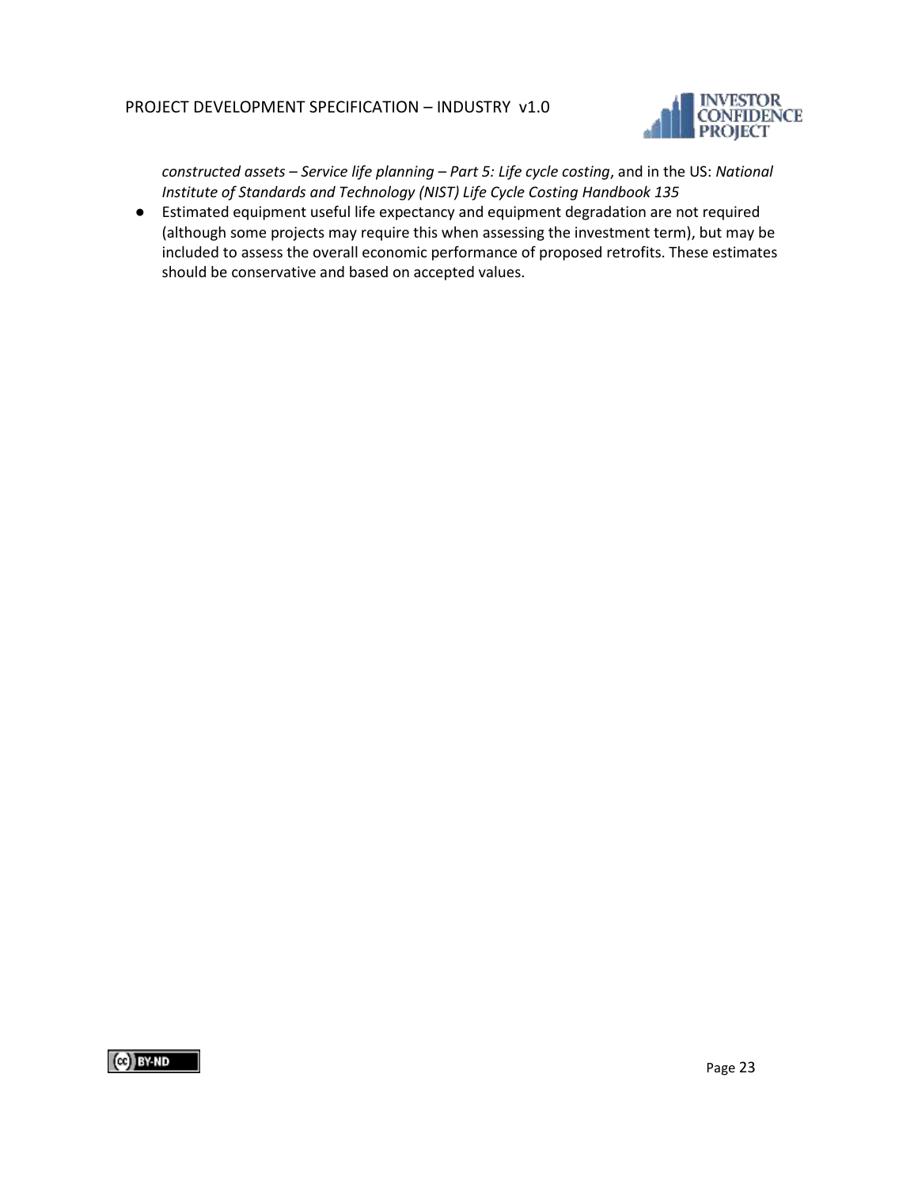*constructed assets – Service life planning – Part 5: Life cycle costing*, and in the US: *National Institute of Standards and Technology (NIST) Life Cycle Costing Handbook 135*

- Estimated equipment useful life expectancy and equipment degradation are not required (although some projects may require this when assessing the investment term), but may be included to assess the overall economic performance of proposed retrofits. These estimates should be conservative and based on accepted values.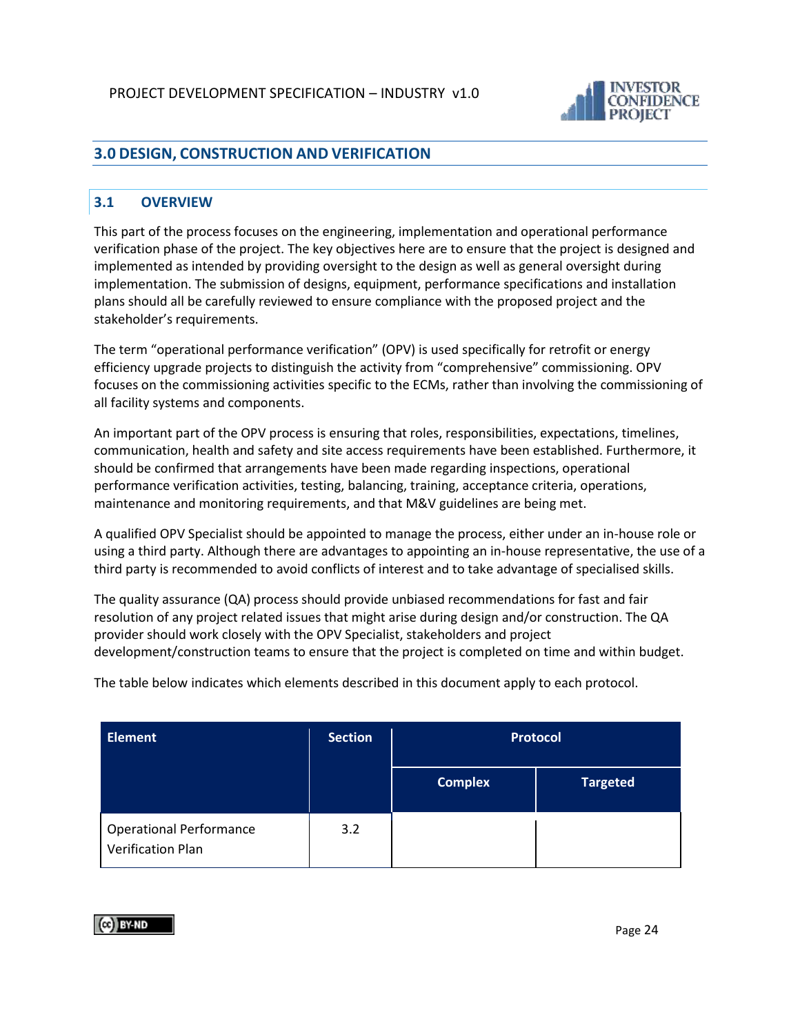# 3.0 DESIGN, CONSTRUCTION AND VERIFICATION

## 3.1 OVERVIEW

This part of the process focuses on the engineering, implementation and operational performance verification phase of the project. The key objectives here are to ensure that the project is designed and implemented as intended by providing oversight to the design as well as general oversight during implementation. The submission of designs, equipment, performance specifications and installation plans should all be carefully reviewed to ensure compliance with the proposed project and the stakeholder's requirements.

The term "operational performance verification" (OPV) is used specifically for retrofit or energy efficiency upgrade projects to distinguish the activity from "comprehensive" commissioning. OPV focuses on the commissioning activities specific to the ECMs, rather than involving the commissioning of all facility systems and components.

An important part of the OPV process is ensuring that roles, responsibilities, expectations, timelines, communication, health and safety and site access requirements have been established. Furthermore, it should be confirmed that arrangements have been made regarding inspections, operational performance verification activities, testing, balancing, training, acceptance criteria, operations, maintenance and monitoring requirements, and that M&V guidelines are being met.

A qualified OPV Specialist should be appointed to manage the process, either under an in-house role or using a third party. Although there are advantages to appointing an in-house representative, the use of a third party is recommended to avoid conflicts of interest and to take advantage of specialised skills.

The quality assurance (QA) process should provide unbiased recommendations for fast and fair resolution of any project related issues that might arise during design and/or construction. The QA provider should work closely with the OPV Specialist, stakeholders and project development/construction teams to ensure that the project is completed on time and within budget.

The table below indicates which elements described in this document apply to each protocol.

| Element | Section | Protocol | |
|---|---|---|---|
| | | Complex | Targeted |
| Operational Performance Verification Plan | 3.2 | | |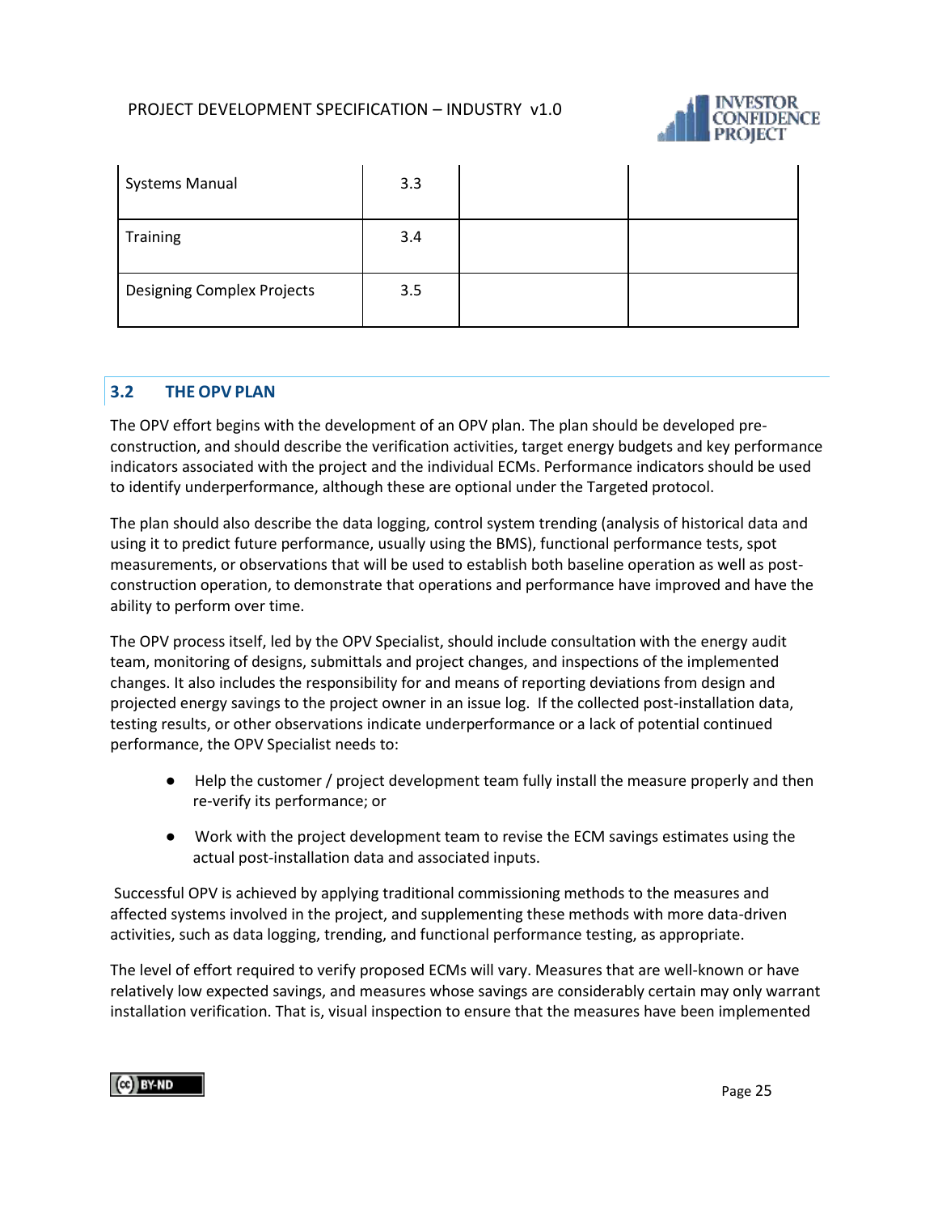| Systems Manual | 3.3 | | |
|---|---|---|---|
| Training | 3.4 | | |
| Designing Complex Projects | 3.5 | | |

## 3.2 THE OPV PLAN

The OPV effort begins with the development of an OPV plan. The plan should be developed pre-construction, and should describe the verification activities, target energy budgets and key performance indicators associated with the project and the individual ECMs. Performance indicators should be used to identify underperformance, although these are optional under the Targeted protocol.

The plan should also describe the data logging, control system trending (analysis of historical data and using it to predict future performance, usually using the BMS), functional performance tests, spot measurements, or observations that will be used to establish both baseline operation as well as post-construction operation, to demonstrate that operations and performance have improved and have the ability to perform over time.

The OPV process itself, led by the OPV Specialist, should include consultation with the energy audit team, monitoring of designs, submittals and project changes, and inspections of the implemented changes. It also includes the responsibility for and means of reporting deviations from design and projected energy savings to the project owner in an issue log. If the collected post-installation data, testing results, or other observations indicate underperformance or a lack of potential continued performance, the OPV Specialist needs to:

- Help the customer / project development team fully install the measure properly and then re-verify its performance; or
- Work with the project development team to revise the ECM savings estimates using the actual post-installation data and associated inputs.

Successful OPV is achieved by applying traditional commissioning methods to the measures and affected systems involved in the project, and supplementing these methods with more data-driven activities, such as data logging, trending, and functional performance testing, as appropriate.

The level of effort required to verify proposed ECMs will vary. Measures that are well-known or have relatively low expected savings, and measures whose savings are considerably certain may only warrant installation verification. That is, visual inspection to ensure that the measures have been implemented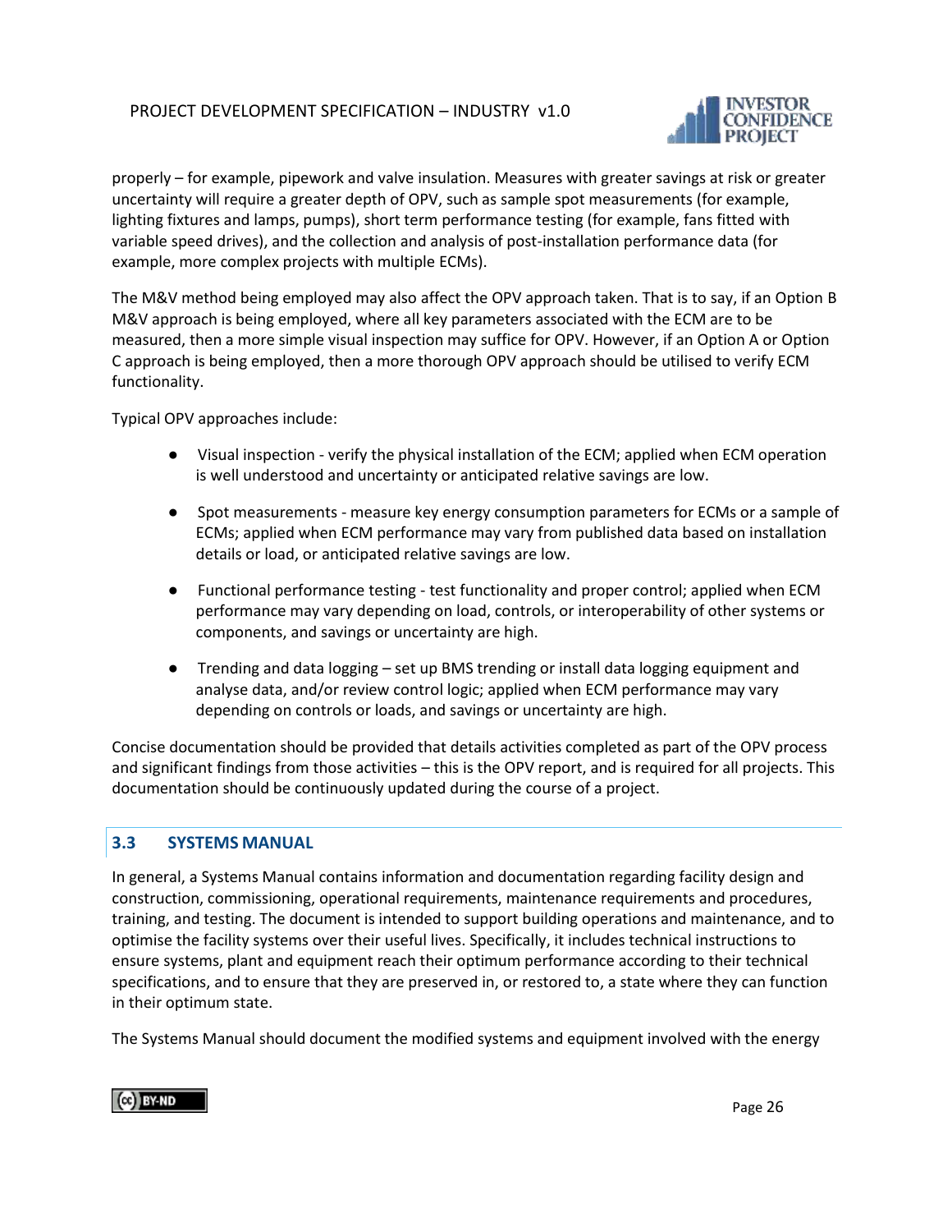properly – for example, pipework and valve insulation. Measures with greater savings at risk or greater uncertainty will require a greater depth of OPV, such as sample spot measurements (for example, lighting fixtures and lamps, pumps), short term performance testing (for example, fans fitted with variable speed drives), and the collection and analysis of post-installation performance data (for example, more complex projects with multiple ECMs).

The M&V method being employed may also affect the OPV approach taken. That is to say, if an Option B M&V approach is being employed, where all key parameters associated with the ECM are to be measured, then a more simple visual inspection may suffice for OPV. However, if an Option A or Option C approach is being employed, then a more thorough OPV approach should be utilised to verify ECM functionality.

Typical OPV approaches include:

- Visual inspection - verify the physical installation of the ECM; applied when ECM operation is well understood and uncertainty or anticipated relative savings are low.
- Spot measurements - measure key energy consumption parameters for ECMs or a sample of ECMs; applied when ECM performance may vary from published data based on installation details or load, or anticipated relative savings are low.
- Functional performance testing - test functionality and proper control; applied when ECM performance may vary depending on load, controls, or interoperability of other systems or components, and savings or uncertainty are high.
- Trending and data logging – set up BMS trending or install data logging equipment and analyse data, and/or review control logic; applied when ECM performance may vary depending on controls or loads, and savings or uncertainty are high.

Concise documentation should be provided that details activities completed as part of the OPV process and significant findings from those activities – this is the OPV report, and is required for all projects. This documentation should be continuously updated during the course of a project.

## 3.3 SYSTEMS MANUAL

In general, a Systems Manual contains information and documentation regarding facility design and construction, commissioning, operational requirements, maintenance requirements and procedures, training, and testing. The document is intended to support building operations and maintenance, and to optimise the facility systems over their useful lives. Specifically, it includes technical instructions to ensure systems, plant and equipment reach their optimum performance according to their technical specifications, and to ensure that they are preserved in, or restored to, a state where they can function in their optimum state.

The Systems Manual should document the modified systems and equipment involved with the energy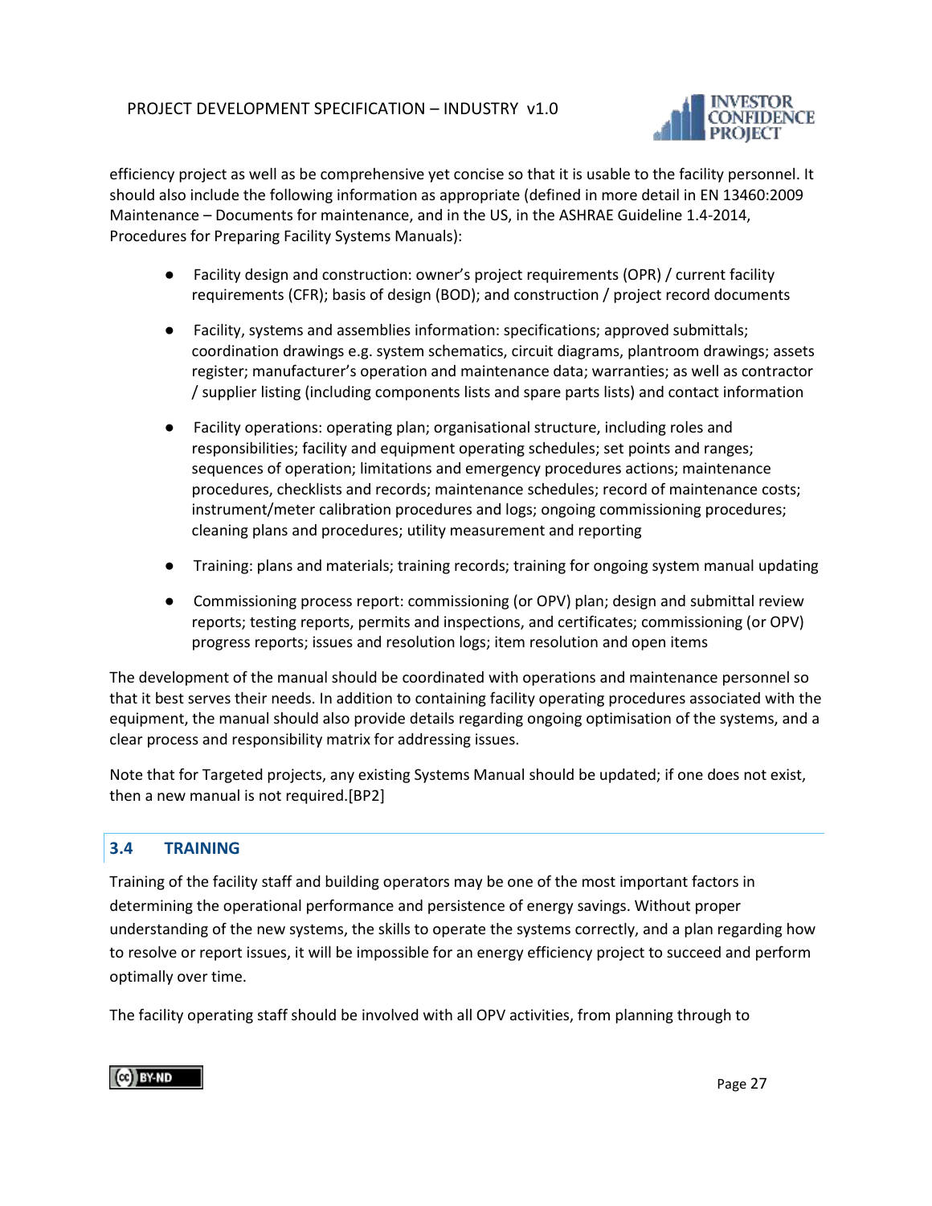efficiency project as well as be comprehensive yet concise so that it is usable to the facility personnel. It should also include the following information as appropriate (defined in more detail in EN 13460:2009 Maintenance – Documents for maintenance, and in the US, in the ASHRAE Guideline 1.4-2014, Procedures for Preparing Facility Systems Manuals):

- Facility design and construction: owner's project requirements (OPR) / current facility requirements (CFR); basis of design (BOD); and construction / project record documents
- Facility, systems and assemblies information: specifications; approved submittals; coordination drawings e.g. system schematics, circuit diagrams, plantroom drawings; assets register; manufacturer's operation and maintenance data; warranties; as well as contractor / supplier listing (including components lists and spare parts lists) and contact information
- Facility operations: operating plan; organisational structure, including roles and responsibilities; facility and equipment operating schedules; set points and ranges; sequences of operation; limitations and emergency procedures actions; maintenance procedures, checklists and records; maintenance schedules; record of maintenance costs; instrument/meter calibration procedures and logs; ongoing commissioning procedures; cleaning plans and procedures; utility measurement and reporting
- Training: plans and materials; training records; training for ongoing system manual updating
- Commissioning process report: commissioning (or OPV) plan; design and submittal review reports; testing reports, permits and inspections, and certificates; commissioning (or OPV) progress reports; issues and resolution logs; item resolution and open items

The development of the manual should be coordinated with operations and maintenance personnel so that it best serves their needs. In addition to containing facility operating procedures associated with the equipment, the manual should also provide details regarding ongoing optimisation of the systems, and a clear process and responsibility matrix for addressing issues.

Note that for Targeted projects, any existing Systems Manual should be updated; if one does not exist, then a new manual is not required.[BP2]

## 3.4 TRAINING

Training of the facility staff and building operators may be one of the most important factors in determining the operational performance and persistence of energy savings. Without proper understanding of the new systems, the skills to operate the systems correctly, and a plan regarding how to resolve or report issues, it will be impossible for an energy efficiency project to succeed and perform optimally over time.

The facility operating staff should be involved with all OPV activities, from planning through to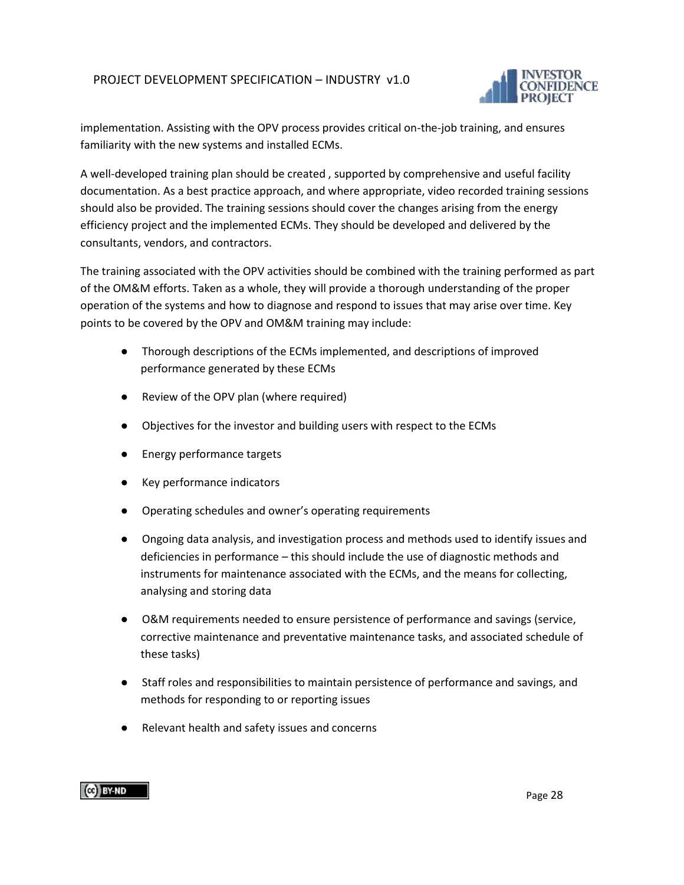implementation. Assisting with the OPV process provides critical on-the-job training, and ensures familiarity with the new systems and installed ECMs.

A well-developed training plan should be created , supported by comprehensive and useful facility documentation. As a best practice approach, and where appropriate, video recorded training sessions should also be provided. The training sessions should cover the changes arising from the energy efficiency project and the implemented ECMs. They should be developed and delivered by the consultants, vendors, and contractors.

The training associated with the OPV activities should be combined with the training performed as part of the OM&M efforts. Taken as a whole, they will provide a thorough understanding of the proper operation of the systems and how to diagnose and respond to issues that may arise over time. Key points to be covered by the OPV and OM&M training may include:

- Thorough descriptions of the ECMs implemented, and descriptions of improved performance generated by these ECMs
- Review of the OPV plan (where required)
- Objectives for the investor and building users with respect to the ECMs
- Energy performance targets
- Key performance indicators
- Operating schedules and owner's operating requirements
- Ongoing data analysis, and investigation process and methods used to identify issues and deficiencies in performance – this should include the use of diagnostic methods and instruments for maintenance associated with the ECMs, and the means for collecting, analysing and storing data
- O&M requirements needed to ensure persistence of performance and savings (service, corrective maintenance and preventative maintenance tasks, and associated schedule of these tasks)
- Staff roles and responsibilities to maintain persistence of performance and savings, and methods for responding to or reporting issues
- Relevant health and safety issues and concerns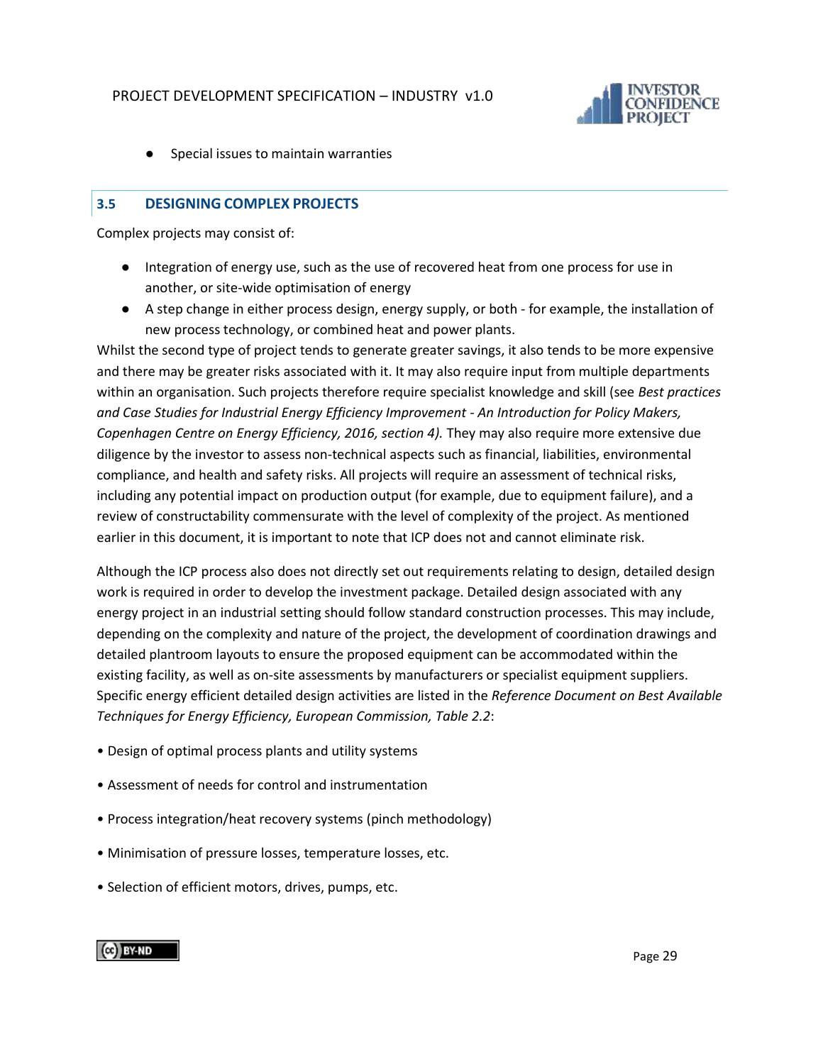- Special issues to maintain warranties

## 3.5 DESIGNING COMPLEX PROJECTS

Complex projects may consist of:

- Integration of energy use, such as the use of recovered heat from one process for use in another, or site-wide optimisation of energy
- A step change in either process design, energy supply, or both - for example, the installation of new process technology, or combined heat and power plants.

Whilst the second type of project tends to generate greater savings, it also tends to be more expensive and there may be greater risks associated with it. It may also require input from multiple departments within an organisation. Such projects therefore require specialist knowledge and skill (see *Best practices and Case Studies for Industrial Energy Efficiency Improvement - An Introduction for Policy Makers, Copenhagen Centre on Energy Efficiency, 2016, section 4).* They may also require more extensive due diligence by the investor to assess non-technical aspects such as financial, liabilities, environmental compliance, and health and safety risks. All projects will require an assessment of technical risks, including any potential impact on production output (for example, due to equipment failure), and a review of constructability commensurate with the level of complexity of the project. As mentioned earlier in this document, it is important to note that ICP does not and cannot eliminate risk.

Although the ICP process also does not directly set out requirements relating to design, detailed design work is required in order to develop the investment package. Detailed design associated with any energy project in an industrial setting should follow standard construction processes. This may include, depending on the complexity and nature of the project, the development of coordination drawings and detailed plantroom layouts to ensure the proposed equipment can be accommodated within the existing facility, as well as on-site assessments by manufacturers or specialist equipment suppliers. Specific energy efficient detailed design activities are listed in the *Reference Document on Best Available Techniques for Energy Efficiency, European Commission, Table 2.2*:

- Design of optimal process plants and utility systems
- Assessment of needs for control and instrumentation
- Process integration/heat recovery systems (pinch methodology)
- Minimisation of pressure losses, temperature losses, etc.
- Selection of efficient motors, drives, pumps, etc.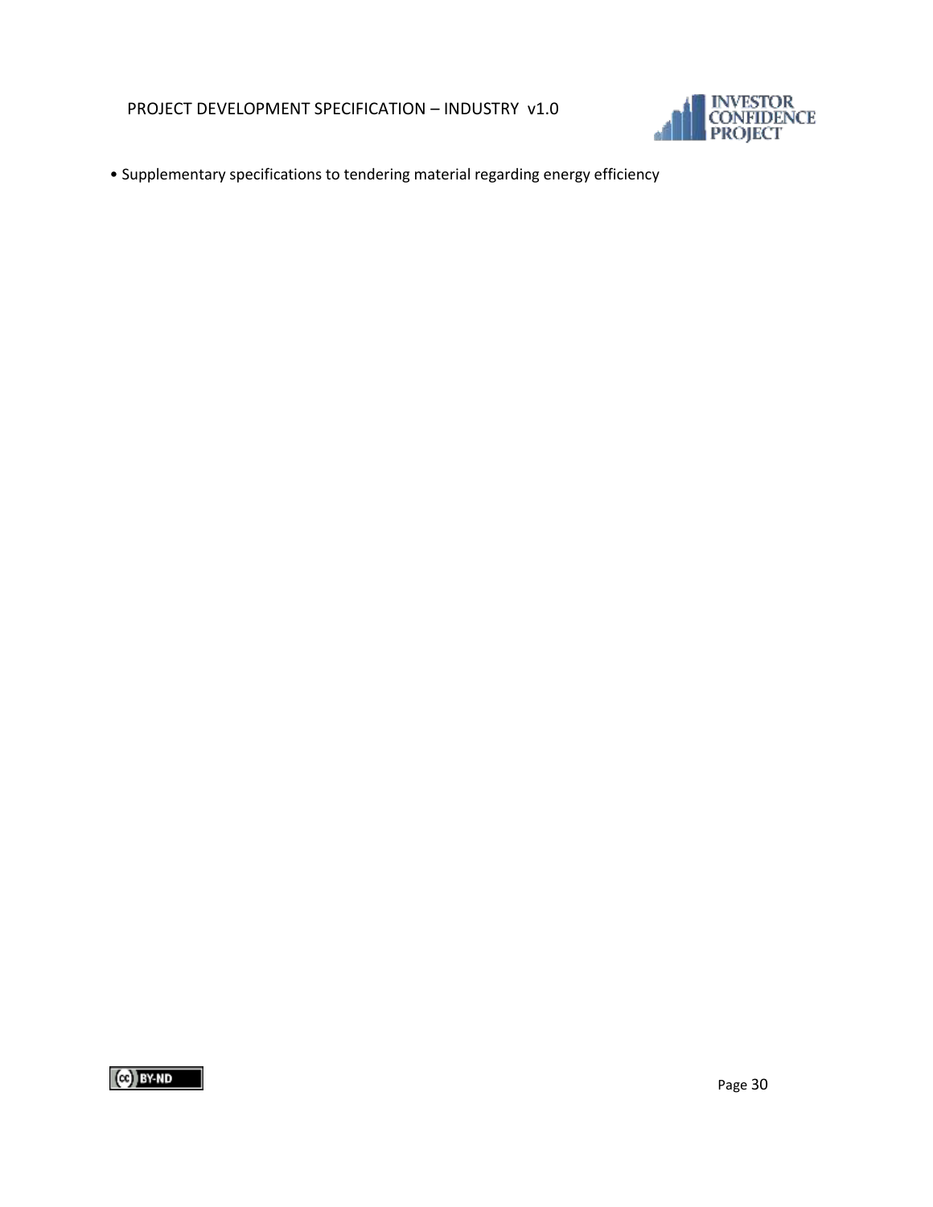- Supplementary specifications to tendering material regarding energy efficiency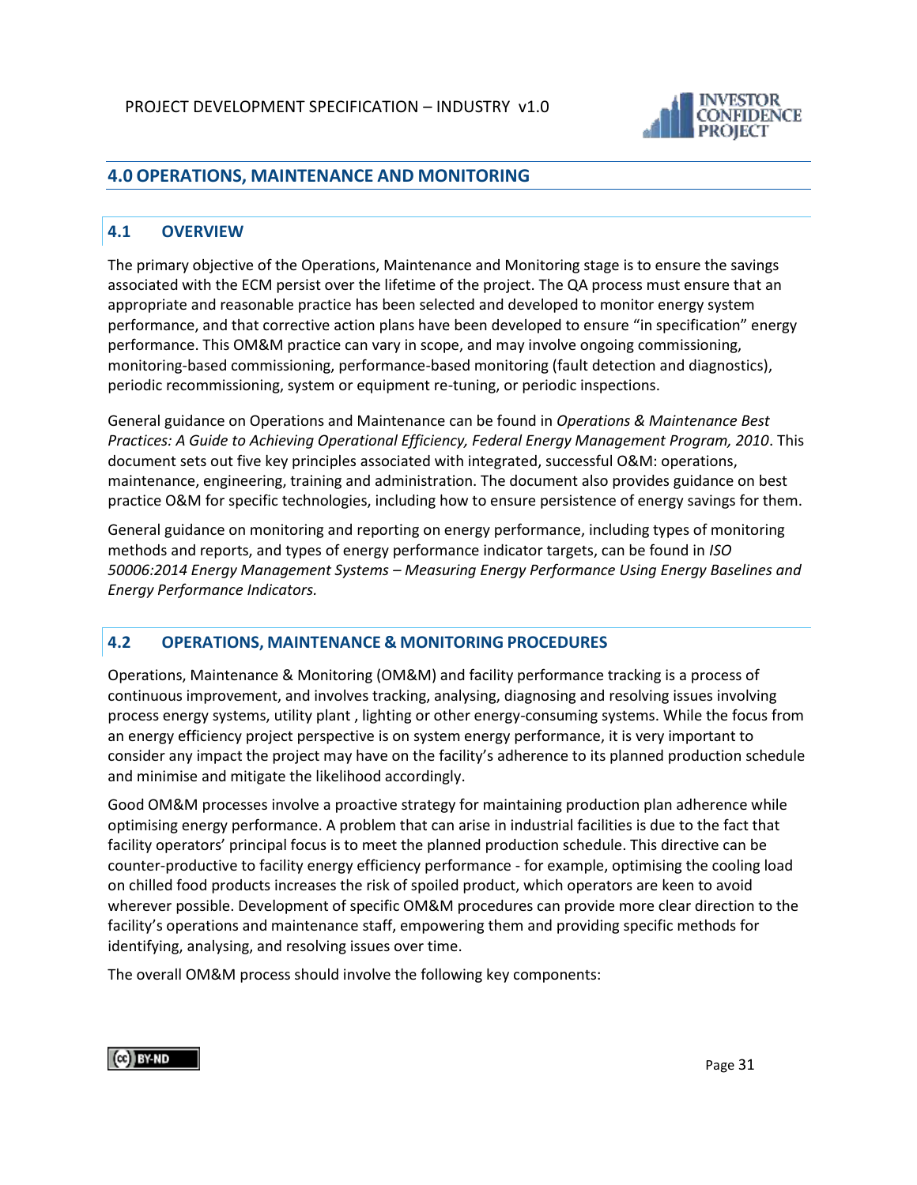## 4.0 OPERATIONS, MAINTENANCE AND MONITORING

### 4.1 OVERVIEW

The primary objective of the Operations, Maintenance and Monitoring stage is to ensure the savings associated with the ECM persist over the lifetime of the project. The QA process must ensure that an appropriate and reasonable practice has been selected and developed to monitor energy system performance, and that corrective action plans have been developed to ensure "in specification" energy performance. This OM&M practice can vary in scope, and may involve ongoing commissioning, monitoring-based commissioning, performance-based monitoring (fault detection and diagnostics), periodic recommissioning, system or equipment re-tuning, or periodic inspections.

General guidance on Operations and Maintenance can be found in *Operations & Maintenance Best Practices: A Guide to Achieving Operational Efficiency, Federal Energy Management Program, 2010*. This document sets out five key principles associated with integrated, successful O&M: operations, maintenance, engineering, training and administration. The document also provides guidance on best practice O&M for specific technologies, including how to ensure persistence of energy savings for them.

General guidance on monitoring and reporting on energy performance, including types of monitoring methods and reports, and types of energy performance indicator targets, can be found in *ISO 50006:2014 Energy Management Systems – Measuring Energy Performance Using Energy Baselines and Energy Performance Indicators.*

### 4.2 OPERATIONS, MAINTENANCE & MONITORING PROCEDURES

Operations, Maintenance & Monitoring (OM&M) and facility performance tracking is a process of continuous improvement, and involves tracking, analysing, diagnosing and resolving issues involving process energy systems, utility plant , lighting or other energy-consuming systems. While the focus from an energy efficiency project perspective is on system energy performance, it is very important to consider any impact the project may have on the facility's adherence to its planned production schedule and minimise and mitigate the likelihood accordingly.

Good OM&M processes involve a proactive strategy for maintaining production plan adherence while optimising energy performance. A problem that can arise in industrial facilities is due to the fact that facility operators' principal focus is to meet the planned production schedule. This directive can be counter-productive to facility energy efficiency performance - for example, optimising the cooling load on chilled food products increases the risk of spoiled product, which operators are keen to avoid wherever possible. Development of specific OM&M procedures can provide more clear direction to the facility's operations and maintenance staff, empowering them and providing specific methods for identifying, analysing, and resolving issues over time.

The overall OM&M process should involve the following key components: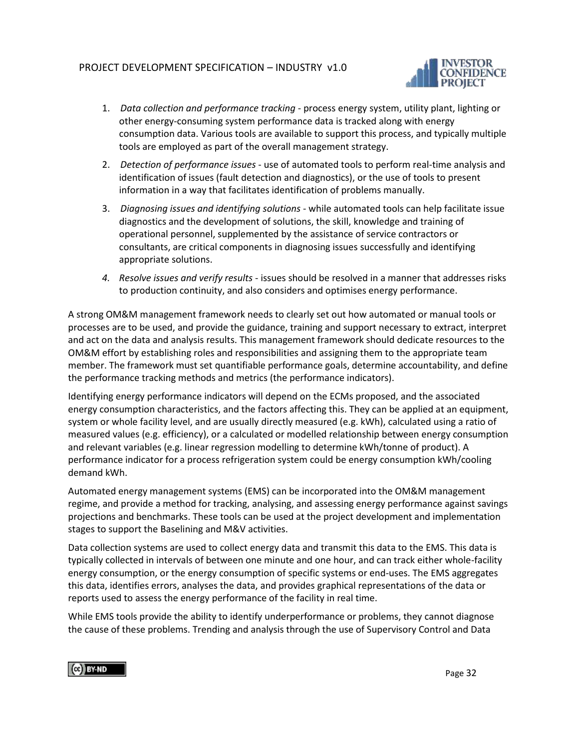1. *Data collection and performance tracking* - process energy system, utility plant, lighting or other energy-consuming system performance data is tracked along with energy consumption data. Various tools are available to support this process, and typically multiple tools are employed as part of the overall management strategy.
2. *Detection of performance issues* - use of automated tools to perform real-time analysis and identification of issues (fault detection and diagnostics), or the use of tools to present information in a way that facilitates identification of problems manually.
3. *Diagnosing issues and identifying solutions* - while automated tools can help facilitate issue diagnostics and the development of solutions, the skill, knowledge and training of operational personnel, supplemented by the assistance of service contractors or consultants, are critical components in diagnosing issues successfully and identifying appropriate solutions.
4. *Resolve issues and verify results* - issues should be resolved in a manner that addresses risks to production continuity, and also considers and optimises energy performance.

A strong OM&M management framework needs to clearly set out how automated or manual tools or processes are to be used, and provide the guidance, training and support necessary to extract, interpret and act on the data and analysis results. This management framework should dedicate resources to the OM&M effort by establishing roles and responsibilities and assigning them to the appropriate team member. The framework must set quantifiable performance goals, determine accountability, and define the performance tracking methods and metrics (the performance indicators).

Identifying energy performance indicators will depend on the ECMs proposed, and the associated energy consumption characteristics, and the factors affecting this. They can be applied at an equipment, system or whole facility level, and are usually directly measured (e.g. kWh), calculated using a ratio of measured values (e.g. efficiency), or a calculated or modelled relationship between energy consumption and relevant variables (e.g. linear regression modelling to determine kWh/tonne of product). A performance indicator for a process refrigeration system could be energy consumption kWh/cooling demand kWh.

Automated energy management systems (EMS) can be incorporated into the OM&M management regime, and provide a method for tracking, analysing, and assessing energy performance against savings projections and benchmarks. These tools can be used at the project development and implementation stages to support the Baselining and M&V activities.

Data collection systems are used to collect energy data and transmit this data to the EMS. This data is typically collected in intervals of between one minute and one hour, and can track either whole-facility energy consumption, or the energy consumption of specific systems or end-uses. The EMS aggregates this data, identifies errors, analyses the data, and provides graphical representations of the data or reports used to assess the energy performance of the facility in real time.

While EMS tools provide the ability to identify underperformance or problems, they cannot diagnose the cause of these problems. Trending and analysis through the use of Supervisory Control and Data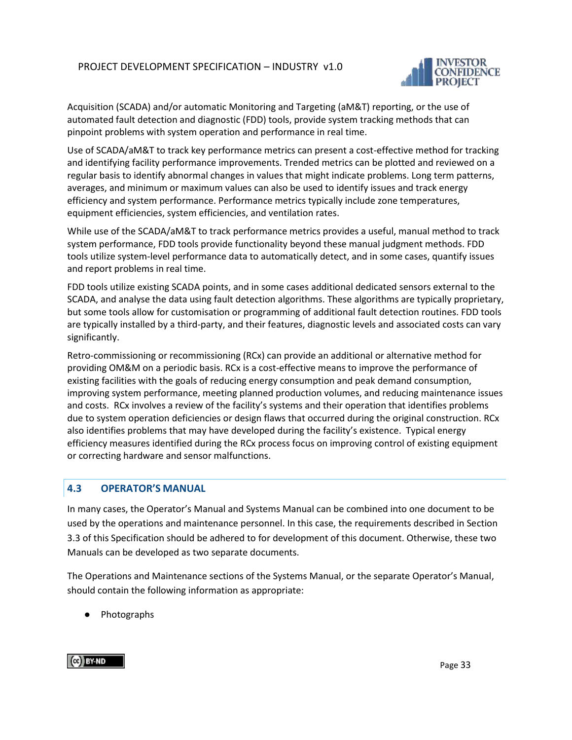Acquisition (SCADA) and/or automatic Monitoring and Targeting (aM&T) reporting, or the use of automated fault detection and diagnostic (FDD) tools, provide system tracking methods that can pinpoint problems with system operation and performance in real time.

Use of SCADA/aM&T to track key performance metrics can present a cost-effective method for tracking and identifying facility performance improvements. Trended metrics can be plotted and reviewed on a regular basis to identify abnormal changes in values that might indicate problems. Long term patterns, averages, and minimum or maximum values can also be used to identify issues and track energy efficiency and system performance. Performance metrics typically include zone temperatures, equipment efficiencies, system efficiencies, and ventilation rates.

While use of the SCADA/aM&T to track performance metrics provides a useful, manual method to track system performance, FDD tools provide functionality beyond these manual judgment methods. FDD tools utilize system-level performance data to automatically detect, and in some cases, quantify issues and report problems in real time.

FDD tools utilize existing SCADA points, and in some cases additional dedicated sensors external to the SCADA, and analyse the data using fault detection algorithms. These algorithms are typically proprietary, but some tools allow for customisation or programming of additional fault detection routines. FDD tools are typically installed by a third-party, and their features, diagnostic levels and associated costs can vary significantly.

Retro-commissioning or recommissioning (RCx) can provide an additional or alternative method for providing OM&M on a periodic basis. RCx is a cost-effective means to improve the performance of existing facilities with the goals of reducing energy consumption and peak demand consumption, improving system performance, meeting planned production volumes, and reducing maintenance issues and costs. RCx involves a review of the facility's systems and their operation that identifies problems due to system operation deficiencies or design flaws that occurred during the original construction. RCx also identifies problems that may have developed during the facility's existence. Typical energy efficiency measures identified during the RCx process focus on improving control of existing equipment or correcting hardware and sensor malfunctions.

## 4.3 OPERATOR'S MANUAL

In many cases, the Operator's Manual and Systems Manual can be combined into one document to be used by the operations and maintenance personnel. In this case, the requirements described in Section 3.3 of this Specification should be adhered to for development of this document. Otherwise, these two Manuals can be developed as two separate documents.

The Operations and Maintenance sections of the Systems Manual, or the separate Operator's Manual, should contain the following information as appropriate:

- Photographs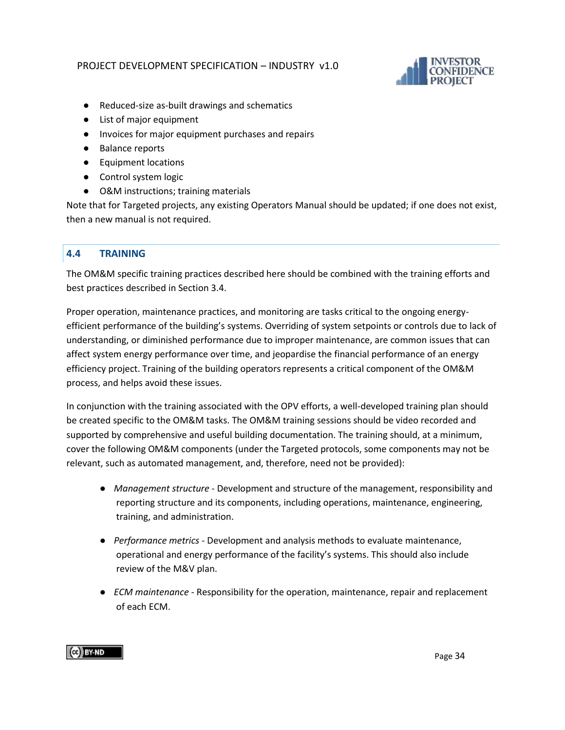- Reduced-size as-built drawings and schematics
- List of major equipment
- Invoices for major equipment purchases and repairs
- Balance reports
- Equipment locations
- Control system logic
- O&M instructions; training materials

Note that for Targeted projects, any existing Operators Manual should be updated; if one does not exist, then a new manual is not required.

## 4.4 TRAINING

The OM&M specific training practices described here should be combined with the training efforts and best practices described in Section 3.4.

Proper operation, maintenance practices, and monitoring are tasks critical to the ongoing energy-efficient performance of the building's systems. Overriding of system setpoints or controls due to lack of understanding, or diminished performance due to improper maintenance, are common issues that can affect system energy performance over time, and jeopardise the financial performance of an energy efficiency project. Training of the building operators represents a critical component of the OM&M process, and helps avoid these issues.

In conjunction with the training associated with the OPV efforts, a well-developed training plan should be created specific to the OM&M tasks. The OM&M training sessions should be video recorded and supported by comprehensive and useful building documentation. The training should, at a minimum, cover the following OM&M components (under the Targeted protocols, some components may not be relevant, such as automated management, and, therefore, need not be provided):

- *Management structure* - Development and structure of the management, responsibility and reporting structure and its components, including operations, maintenance, engineering, training, and administration.

- *Performance metrics* - Development and analysis methods to evaluate maintenance, operational and energy performance of the facility's systems. This should also include review of the M&V plan.

- *ECM maintenance* - Responsibility for the operation, maintenance, repair and replacement of each ECM.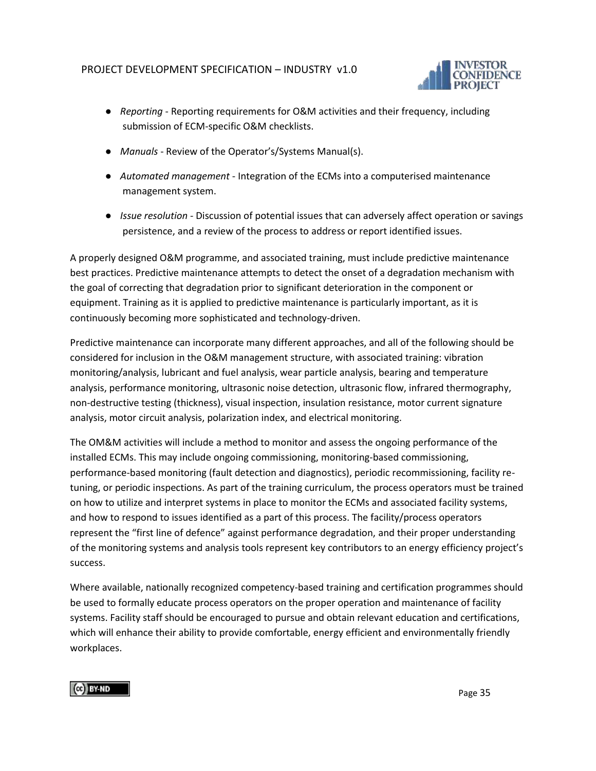- *Reporting* - Reporting requirements for O&M activities and their frequency, including submission of ECM-specific O&M checklists.
- *Manuals* - Review of the Operator's/Systems Manual(s).
- *Automated management* - Integration of the ECMs into a computerised maintenance management system.
- *Issue resolution* - Discussion of potential issues that can adversely affect operation or savings persistence, and a review of the process to address or report identified issues.

A properly designed O&M programme, and associated training, must include predictive maintenance best practices. Predictive maintenance attempts to detect the onset of a degradation mechanism with the goal of correcting that degradation prior to significant deterioration in the component or equipment. Training as it is applied to predictive maintenance is particularly important, as it is continuously becoming more sophisticated and technology-driven.

Predictive maintenance can incorporate many different approaches, and all of the following should be considered for inclusion in the O&M management structure, with associated training: vibration monitoring/analysis, lubricant and fuel analysis, wear particle analysis, bearing and temperature analysis, performance monitoring, ultrasonic noise detection, ultrasonic flow, infrared thermography, non-destructive testing (thickness), visual inspection, insulation resistance, motor current signature analysis, motor circuit analysis, polarization index, and electrical monitoring.

The OM&M activities will include a method to monitor and assess the ongoing performance of the installed ECMs. This may include ongoing commissioning, monitoring-based commissioning, performance-based monitoring (fault detection and diagnostics), periodic recommissioning, facility re-tuning, or periodic inspections. As part of the training curriculum, the process operators must be trained on how to utilize and interpret systems in place to monitor the ECMs and associated facility systems, and how to respond to issues identified as a part of this process. The facility/process operators represent the "first line of defence" against performance degradation, and their proper understanding of the monitoring systems and analysis tools represent key contributors to an energy efficiency project's success.

Where available, nationally recognized competency-based training and certification programmes should be used to formally educate process operators on the proper operation and maintenance of facility systems. Facility staff should be encouraged to pursue and obtain relevant education and certifications, which will enhance their ability to provide comfortable, energy efficient and environmentally friendly workplaces.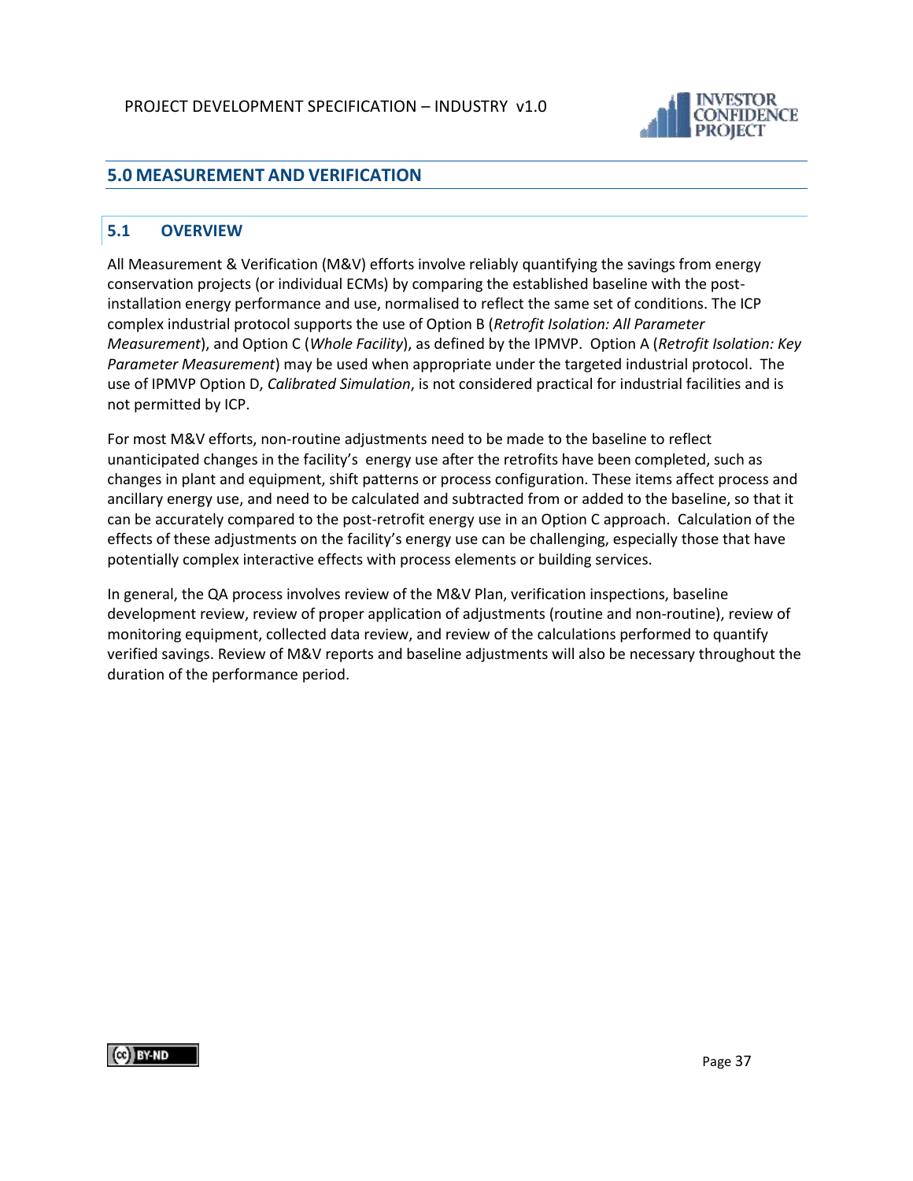## 5.0 MEASUREMENT AND VERIFICATION

### 5.1 OVERVIEW

All Measurement & Verification (M&V) efforts involve reliably quantifying the savings from energy conservation projects (or individual ECMs) by comparing the established baseline with the post-installation energy performance and use, normalised to reflect the same set of conditions. The ICP complex industrial protocol supports the use of Option B (*Retrofit Isolation: All Parameter Measurement*), and Option C (*Whole Facility*), as defined by the IPMVP. Option A (*Retrofit Isolation: Key Parameter Measurement*) may be used when appropriate under the targeted industrial protocol. The use of IPMVP Option D, *Calibrated Simulation*, is not considered practical for industrial facilities and is not permitted by ICP.

For most M&V efforts, non-routine adjustments need to be made to the baseline to reflect unanticipated changes in the facility's energy use after the retrofits have been completed, such as changes in plant and equipment, shift patterns or process configuration. These items affect process and ancillary energy use, and need to be calculated and subtracted from or added to the baseline, so that it can be accurately compared to the post-retrofit energy use in an Option C approach. Calculation of the effects of these adjustments on the facility's energy use can be challenging, especially those that have potentially complex interactive effects with process elements or building services.

In general, the QA process involves review of the M&V Plan, verification inspections, baseline development review, review of proper application of adjustments (routine and non-routine), review of monitoring equipment, collected data review, and review of the calculations performed to quantify verified savings. Review of M&V reports and baseline adjustments will also be necessary throughout the duration of the performance period.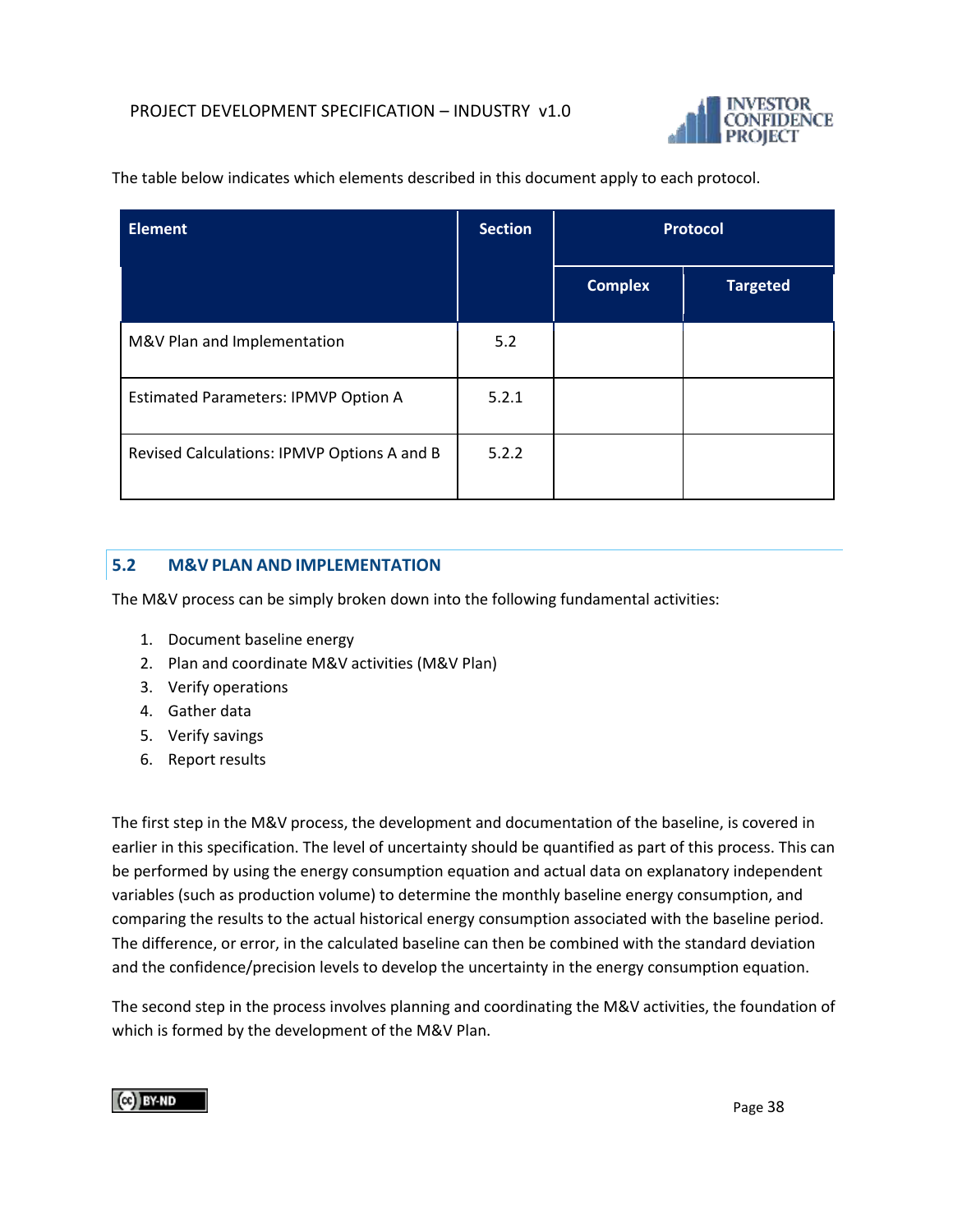The table below indicates which elements described in this document apply to each protocol.

| Element | Section | Protocol | |
|---|---|---|---|
| | | Complex | Targeted |
| M&V Plan and Implementation | 5.2 | | |
| Estimated Parameters: IPMVP Option A | 5.2.1 | | |
| Revised Calculations: IPMVP Options A and B | 5.2.2 | | |

## 5.2 M&V PLAN AND IMPLEMENTATION

The M&V process can be simply broken down into the following fundamental activities:

1. Document baseline energy
2. Plan and coordinate M&V activities (M&V Plan)
3. Verify operations
4. Gather data
5. Verify savings
6. Report results

The first step in the M&V process, the development and documentation of the baseline, is covered in earlier in this specification. The level of uncertainty should be quantified as part of this process. This can be performed by using the energy consumption equation and actual data on explanatory independent variables (such as production volume) to determine the monthly baseline energy consumption, and comparing the results to the actual historical energy consumption associated with the baseline period. The difference, or error, in the calculated baseline can then be combined with the standard deviation and the confidence/precision levels to develop the uncertainty in the energy consumption equation.

The second step in the process involves planning and coordinating the M&V activities, the foundation of which is formed by the development of the M&V Plan.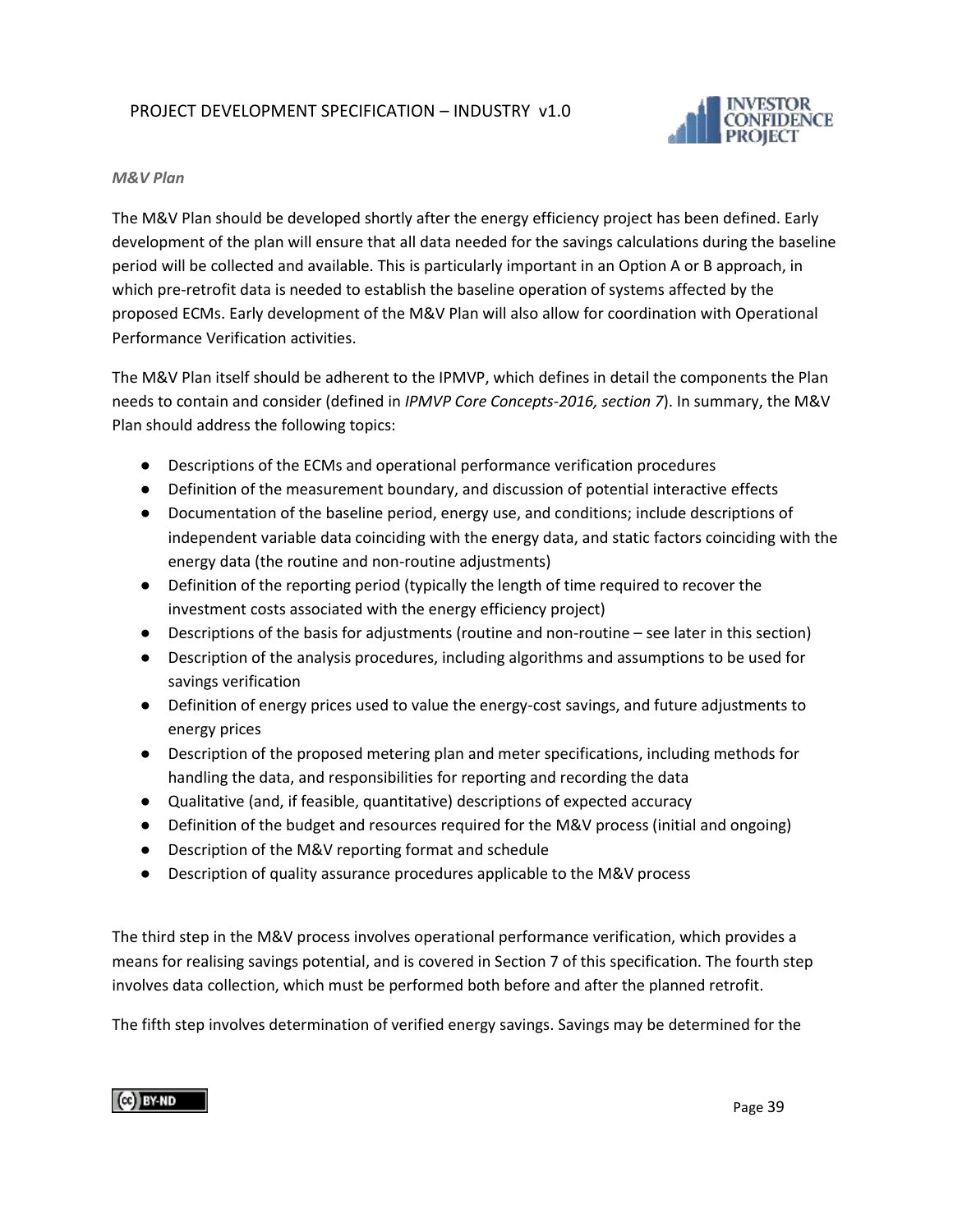*M&V Plan*

The M&V Plan should be developed shortly after the energy efficiency project has been defined. Early development of the plan will ensure that all data needed for the savings calculations during the baseline period will be collected and available. This is particularly important in an Option A or B approach, in which pre-retrofit data is needed to establish the baseline operation of systems affected by the proposed ECMs. Early development of the M&V Plan will also allow for coordination with Operational Performance Verification activities.

The M&V Plan itself should be adherent to the IPMVP, which defines in detail the components the Plan needs to contain and consider (defined in *IPMVP Core Concepts-2016, section 7*). In summary, the M&V Plan should address the following topics:

- Descriptions of the ECMs and operational performance verification procedures
- Definition of the measurement boundary, and discussion of potential interactive effects
- Documentation of the baseline period, energy use, and conditions; include descriptions of independent variable data coinciding with the energy data, and static factors coinciding with the energy data (the routine and non-routine adjustments)
- Definition of the reporting period (typically the length of time required to recover the investment costs associated with the energy efficiency project)
- Descriptions of the basis for adjustments (routine and non-routine – see later in this section)
- Description of the analysis procedures, including algorithms and assumptions to be used for savings verification
- Definition of energy prices used to value the energy-cost savings, and future adjustments to energy prices
- Description of the proposed metering plan and meter specifications, including methods for handling the data, and responsibilities for reporting and recording the data
- Qualitative (and, if feasible, quantitative) descriptions of expected accuracy
- Definition of the budget and resources required for the M&V process (initial and ongoing)
- Description of the M&V reporting format and schedule
- Description of quality assurance procedures applicable to the M&V process

The third step in the M&V process involves operational performance verification, which provides a means for realising savings potential, and is covered in Section 7 of this specification. The fourth step involves data collection, which must be performed both before and after the planned retrofit.

The fifth step involves determination of verified energy savings. Savings may be determined for the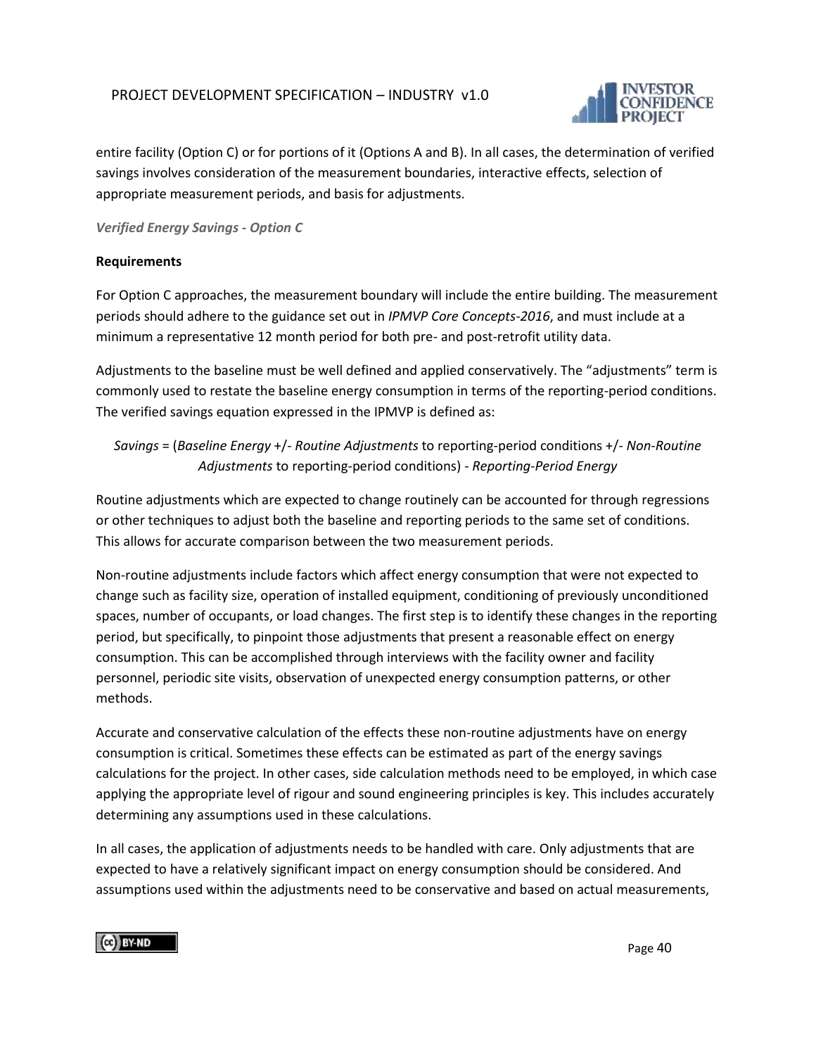entire facility (Option C) or for portions of it (Options A and B). In all cases, the determination of verified savings involves consideration of the measurement boundaries, interactive effects, selection of appropriate measurement periods, and basis for adjustments.

***Verified Energy Savings - Option C***

**Requirements**

For Option C approaches, the measurement boundary will include the entire building. The measurement periods should adhere to the guidance set out in *IPMVP Core Concepts-2016*, and must include at a minimum a representative 12 month period for both pre- and post-retrofit utility data.

Adjustments to the baseline must be well defined and applied conservatively. The "adjustments" term is commonly used to restate the baseline energy consumption in terms of the reporting-period conditions. The verified savings equation expressed in the IPMVP is defined as:

*Savings* = (*Baseline Energy* +/- *Routine Adjustments* to reporting-period conditions +/- *Non-Routine Adjustments* to reporting-period conditions) - *Reporting-Period Energy*

Routine adjustments which are expected to change routinely can be accounted for through regressions or other techniques to adjust both the baseline and reporting periods to the same set of conditions. This allows for accurate comparison between the two measurement periods.

Non-routine adjustments include factors which affect energy consumption that were not expected to change such as facility size, operation of installed equipment, conditioning of previously unconditioned spaces, number of occupants, or load changes. The first step is to identify these changes in the reporting period, but specifically, to pinpoint those adjustments that present a reasonable effect on energy consumption. This can be accomplished through interviews with the facility owner and facility personnel, periodic site visits, observation of unexpected energy consumption patterns, or other methods.

Accurate and conservative calculation of the effects these non-routine adjustments have on energy consumption is critical. Sometimes these effects can be estimated as part of the energy savings calculations for the project. In other cases, side calculation methods need to be employed, in which case applying the appropriate level of rigour and sound engineering principles is key. This includes accurately determining any assumptions used in these calculations.

In all cases, the application of adjustments needs to be handled with care. Only adjustments that are expected to have a relatively significant impact on energy consumption should be considered. And assumptions used within the adjustments need to be conservative and based on actual measurements,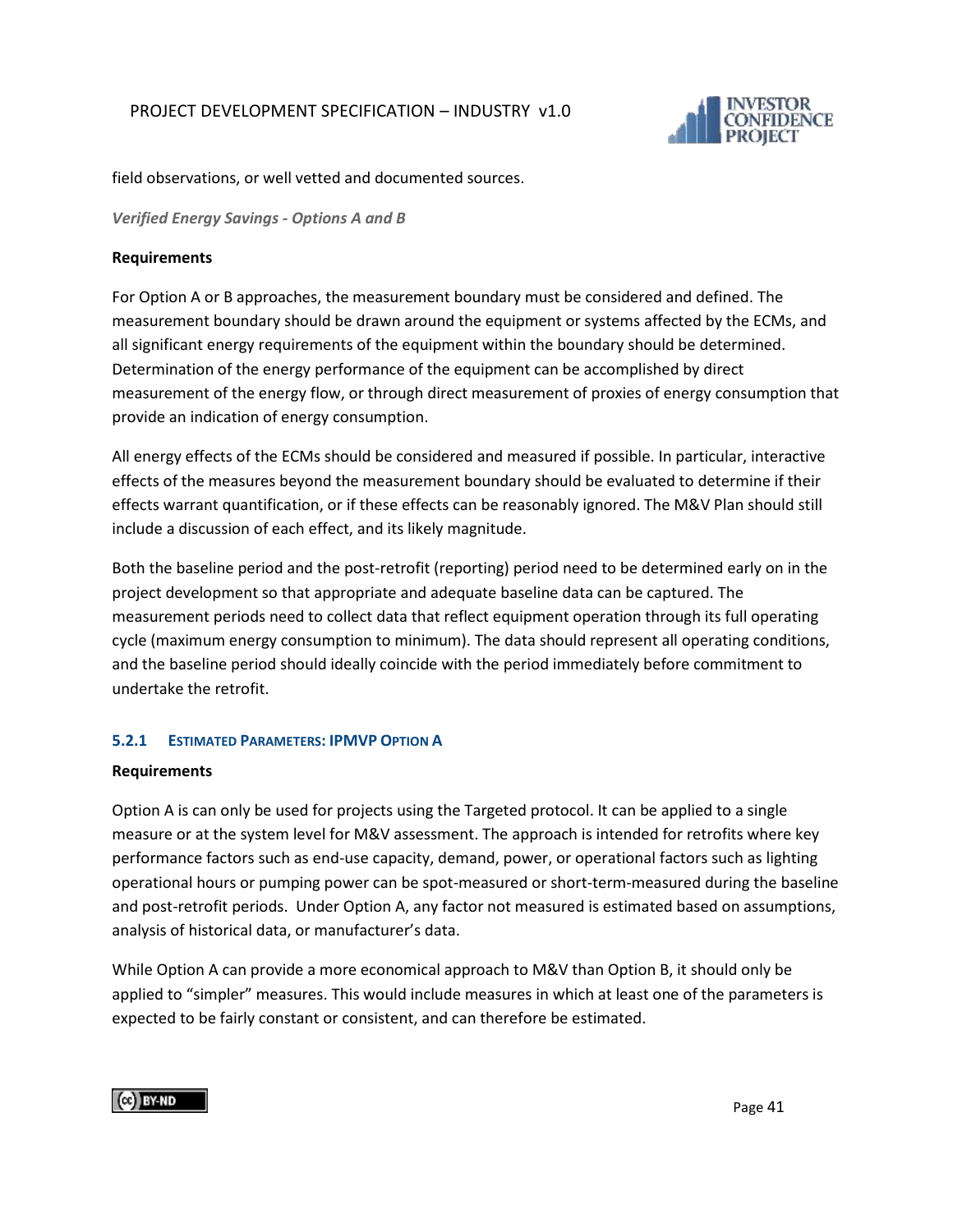field observations, or well vetted and documented sources.

*Verified Energy Savings - Options A and B*

**Requirements**

For Option A or B approaches, the measurement boundary must be considered and defined. The measurement boundary should be drawn around the equipment or systems affected by the ECMs, and all significant energy requirements of the equipment within the boundary should be determined. Determination of the energy performance of the equipment can be accomplished by direct measurement of the energy flow, or through direct measurement of proxies of energy consumption that provide an indication of energy consumption.

All energy effects of the ECMs should be considered and measured if possible. In particular, interactive effects of the measures beyond the measurement boundary should be evaluated to determine if their effects warrant quantification, or if these effects can be reasonably ignored. The M&V Plan should still include a discussion of each effect, and its likely magnitude.

Both the baseline period and the post-retrofit (reporting) period need to be determined early on in the project development so that appropriate and adequate baseline data can be captured. The measurement periods need to collect data that reflect equipment operation through its full operating cycle (maximum energy consumption to minimum). The data should represent all operating conditions, and the baseline period should ideally coincide with the period immediately before commitment to undertake the retrofit.

### 5.2.1 Estimated Parameters: IPMVP Option A

**Requirements**

Option A is can only be used for projects using the Targeted protocol. It can be applied to a single measure or at the system level for M&V assessment. The approach is intended for retrofits where key performance factors such as end-use capacity, demand, power, or operational factors such as lighting operational hours or pumping power can be spot-measured or short-term-measured during the baseline and post-retrofit periods. Under Option A, any factor not measured is estimated based on assumptions, analysis of historical data, or manufacturer's data.

While Option A can provide a more economical approach to M&V than Option B, it should only be applied to "simpler" measures. This would include measures in which at least one of the parameters is expected to be fairly constant or consistent, and can therefore be estimated.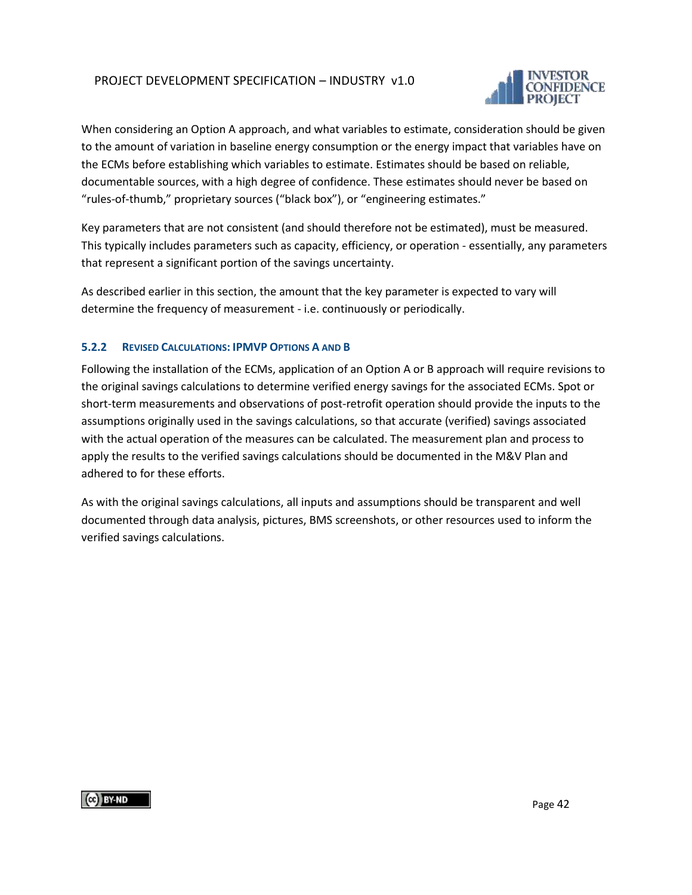When considering an Option A approach, and what variables to estimate, consideration should be given to the amount of variation in baseline energy consumption or the energy impact that variables have on the ECMs before establishing which variables to estimate. Estimates should be based on reliable, documentable sources, with a high degree of confidence. These estimates should never be based on "rules-of-thumb," proprietary sources ("black box"), or "engineering estimates."

Key parameters that are not consistent (and should therefore not be estimated), must be measured. This typically includes parameters such as capacity, efficiency, or operation - essentially, any parameters that represent a significant portion of the savings uncertainty.

As described earlier in this section, the amount that the key parameter is expected to vary will determine the frequency of measurement - i.e. continuously or periodically.

#### 5.2.2 Revised Calculations: IPMVP Options A and B

Following the installation of the ECMs, application of an Option A or B approach will require revisions to the original savings calculations to determine verified energy savings for the associated ECMs. Spot or short-term measurements and observations of post-retrofit operation should provide the inputs to the assumptions originally used in the savings calculations, so that accurate (verified) savings associated with the actual operation of the measures can be calculated. The measurement plan and process to apply the results to the verified savings calculations should be documented in the M&V Plan and adhered to for these efforts.

As with the original savings calculations, all inputs and assumptions should be transparent and well documented through data analysis, pictures, BMS screenshots, or other resources used to inform the verified savings calculations.